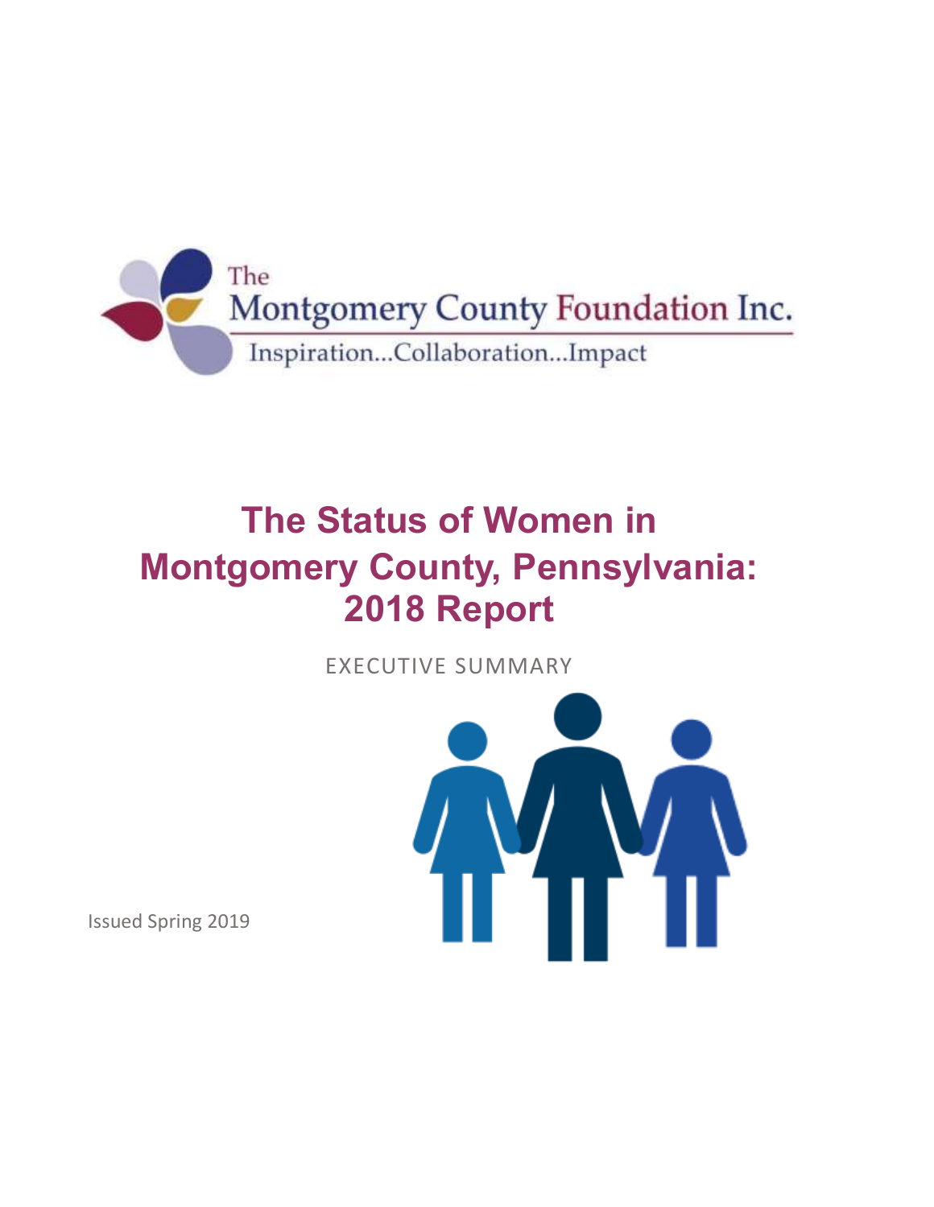The Montgomery County Foundation Inc.

Inspiration...Collaboration...Impact

# The Status of Women in Montgomery County, Pennsylvania: 2018 Report

EXECUTIVE SUMMARY

Issued Spring 2019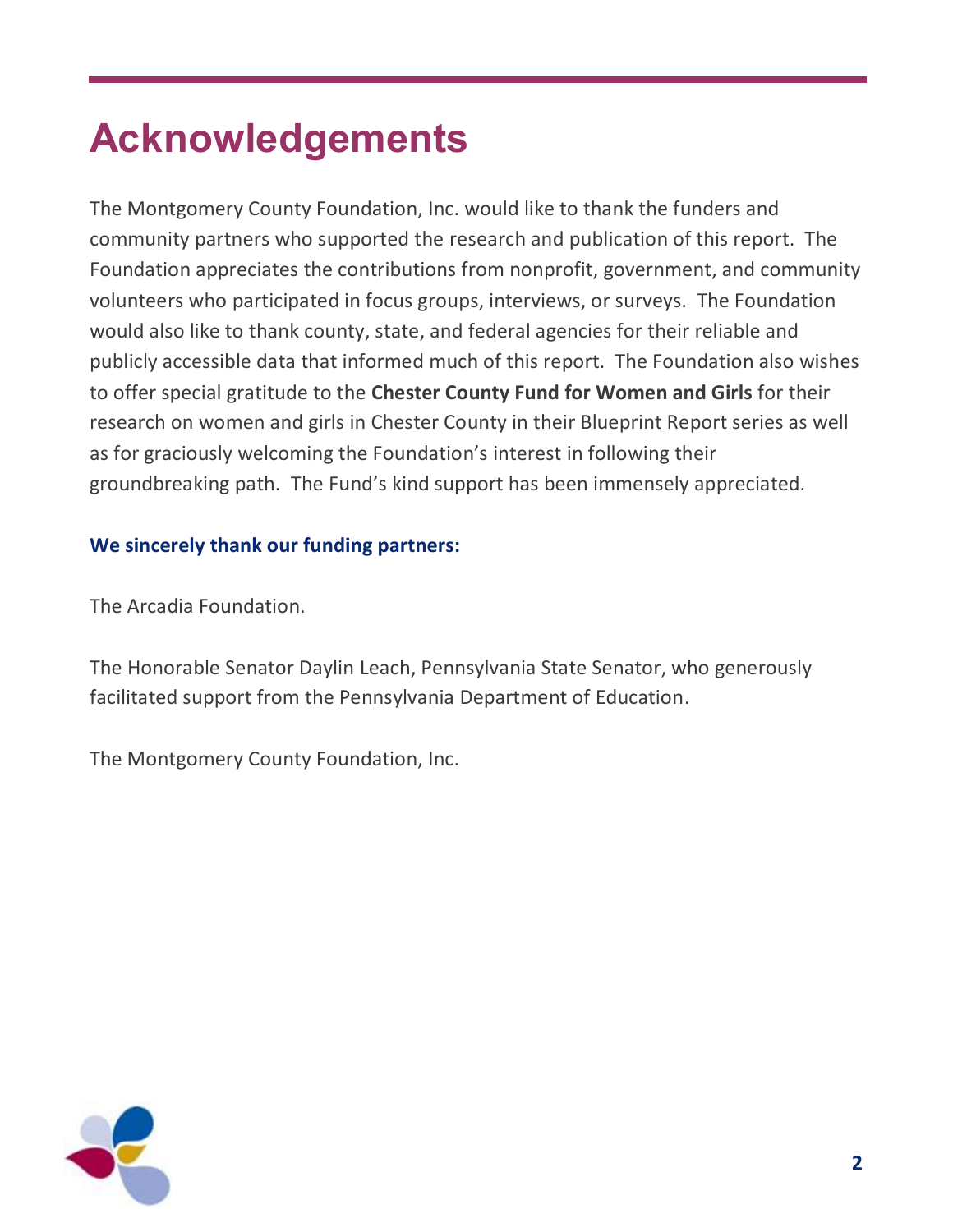# Acknowledgements

The Montgomery County Foundation, Inc. would like to thank the funders and community partners who supported the research and publication of this report. The Foundation appreciates the contributions from nonprofit, government, and community volunteers who participated in focus groups, interviews, or surveys. The Foundation would also like to thank county, state, and federal agencies for their reliable and publicly accessible data that informed much of this report. The Foundation also wishes to offer special gratitude to the **Chester County Fund for Women and Girls** for their research on women and girls in Chester County in their Blueprint Report series as well as for graciously welcoming the Foundation's interest in following their groundbreaking path. The Fund's kind support has been immensely appreciated.

**We sincerely thank our funding partners:**

The Arcadia Foundation.

The Honorable Senator Daylin Leach, Pennsylvania State Senator, who generously facilitated support from the Pennsylvania Department of Education.

The Montgomery County Foundation, Inc.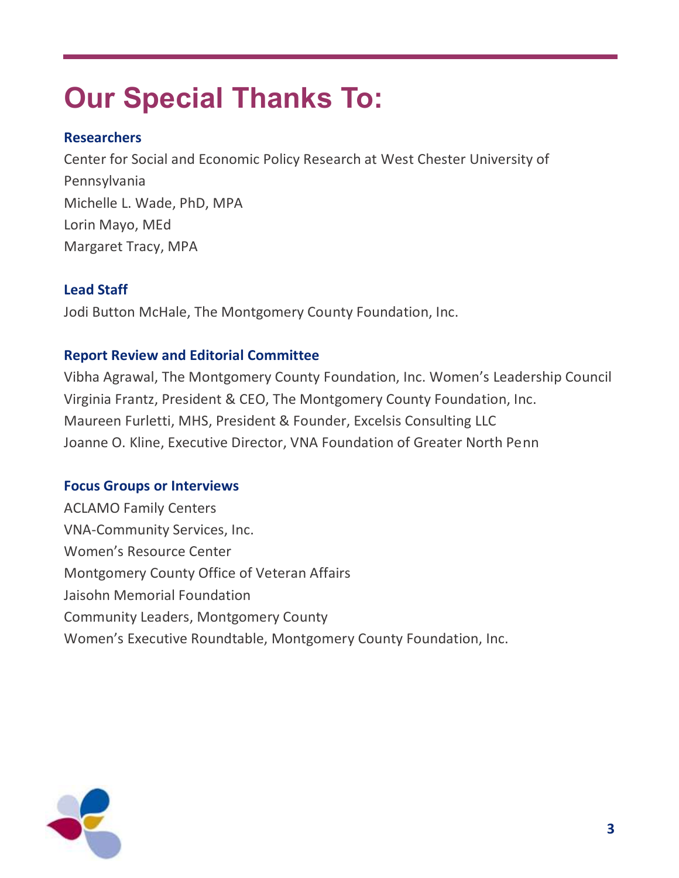# Our Special Thanks To:

### Researchers

Center for Social and Economic Policy Research at West Chester University of Pennsylvania
Michelle L. Wade, PhD, MPA
Lorin Mayo, MEd
Margaret Tracy, MPA

### Lead Staff

Jodi Button McHale, The Montgomery County Foundation, Inc.

### Report Review and Editorial Committee

Vibha Agrawal, The Montgomery County Foundation, Inc. Women's Leadership Council
Virginia Frantz, President & CEO, The Montgomery County Foundation, Inc.
Maureen Furletti, MHS, President & Founder, Excelsis Consulting LLC
Joanne O. Kline, Executive Director, VNA Foundation of Greater North Penn

### Focus Groups or Interviews

ACLAMO Family Centers
VNA-Community Services, Inc.
Women's Resource Center
Montgomery County Office of Veteran Affairs
Jaisohn Memorial Foundation
Community Leaders, Montgomery County
Women's Executive Roundtable, Montgomery County Foundation, Inc.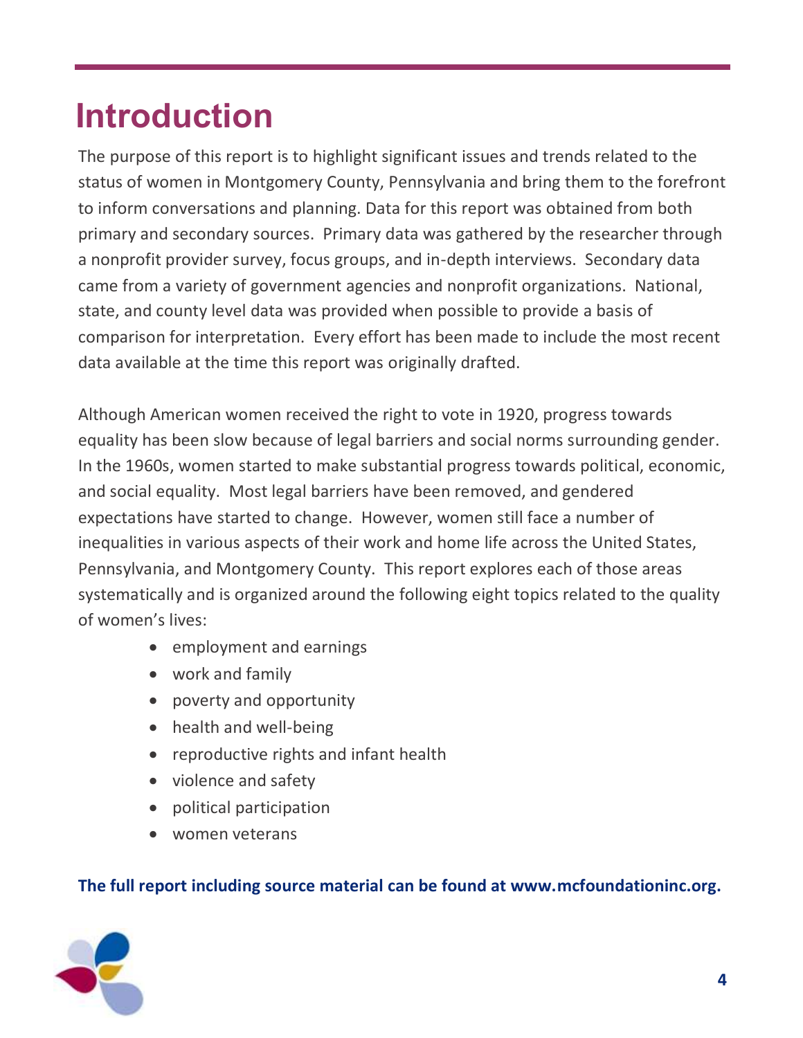# Introduction

The purpose of this report is to highlight significant issues and trends related to the status of women in Montgomery County, Pennsylvania and bring them to the forefront to inform conversations and planning. Data for this report was obtained from both primary and secondary sources. Primary data was gathered by the researcher through a nonprofit provider survey, focus groups, and in-depth interviews. Secondary data came from a variety of government agencies and nonprofit organizations. National, state, and county level data was provided when possible to provide a basis of comparison for interpretation. Every effort has been made to include the most recent data available at the time this report was originally drafted.

Although American women received the right to vote in 1920, progress towards equality has been slow because of legal barriers and social norms surrounding gender. In the 1960s, women started to make substantial progress towards political, economic, and social equality. Most legal barriers have been removed, and gendered expectations have started to change. However, women still face a number of inequalities in various aspects of their work and home life across the United States, Pennsylvania, and Montgomery County. This report explores each of those areas systematically and is organized around the following eight topics related to the quality of women's lives:

- employment and earnings
- work and family
- poverty and opportunity
- health and well-being
- reproductive rights and infant health
- violence and safety
- political participation
- women veterans

**The full report including source material can be found at www.mcfoundationinc.org.**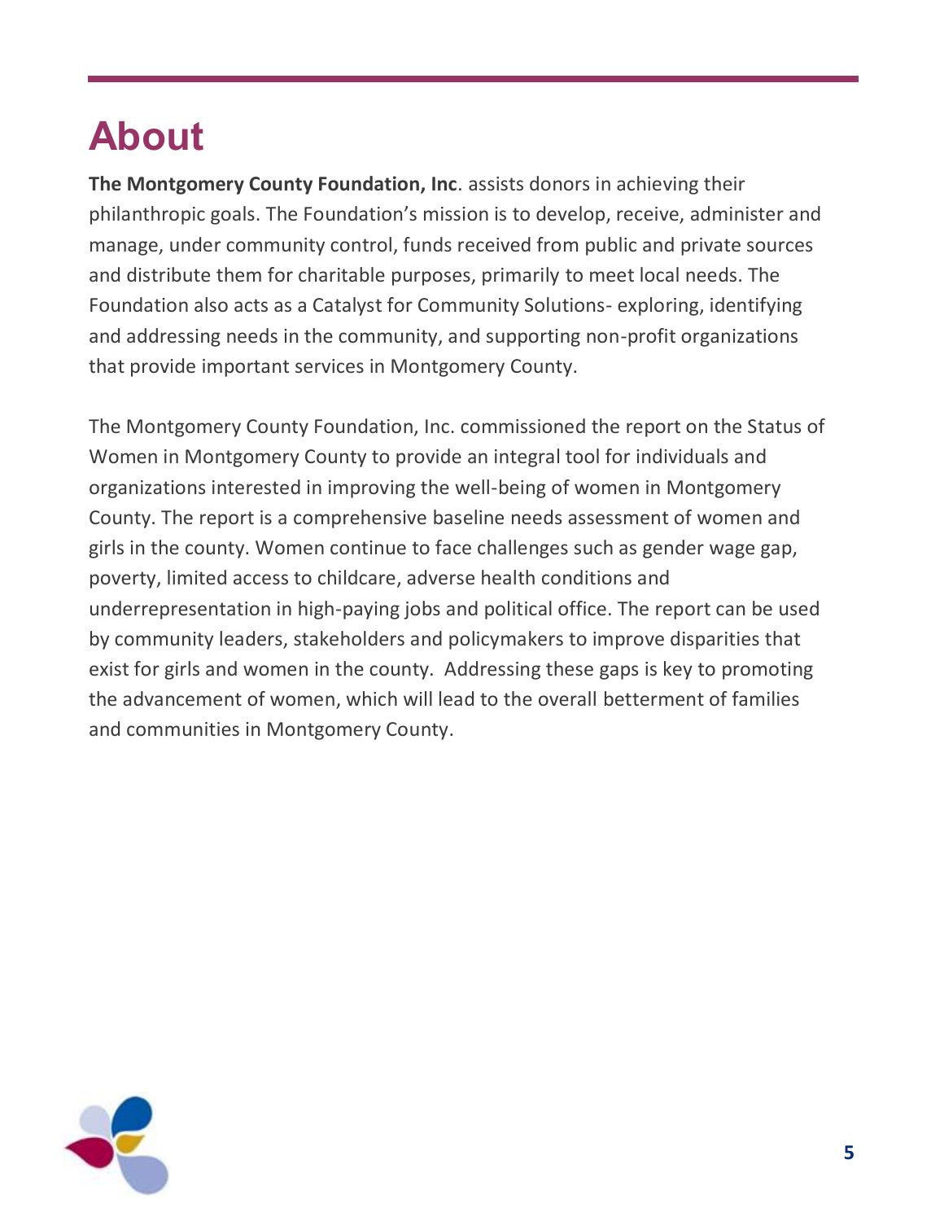# About

**The Montgomery County Foundation, Inc**. assists donors in achieving their philanthropic goals. The Foundation's mission is to develop, receive, administer and manage, under community control, funds received from public and private sources and distribute them for charitable purposes, primarily to meet local needs. The Foundation also acts as a Catalyst for Community Solutions- exploring, identifying and addressing needs in the community, and supporting non-profit organizations that provide important services in Montgomery County.

The Montgomery County Foundation, Inc. commissioned the report on the Status of Women in Montgomery County to provide an integral tool for individuals and organizations interested in improving the well-being of women in Montgomery County. The report is a comprehensive baseline needs assessment of women and girls in the county. Women continue to face challenges such as gender wage gap, poverty, limited access to childcare, adverse health conditions and underrepresentation in high-paying jobs and political office. The report can be used by community leaders, stakeholders and policymakers to improve disparities that exist for girls and women in the county. Addressing these gaps is key to promoting the advancement of women, which will lead to the overall betterment of families and communities in Montgomery County.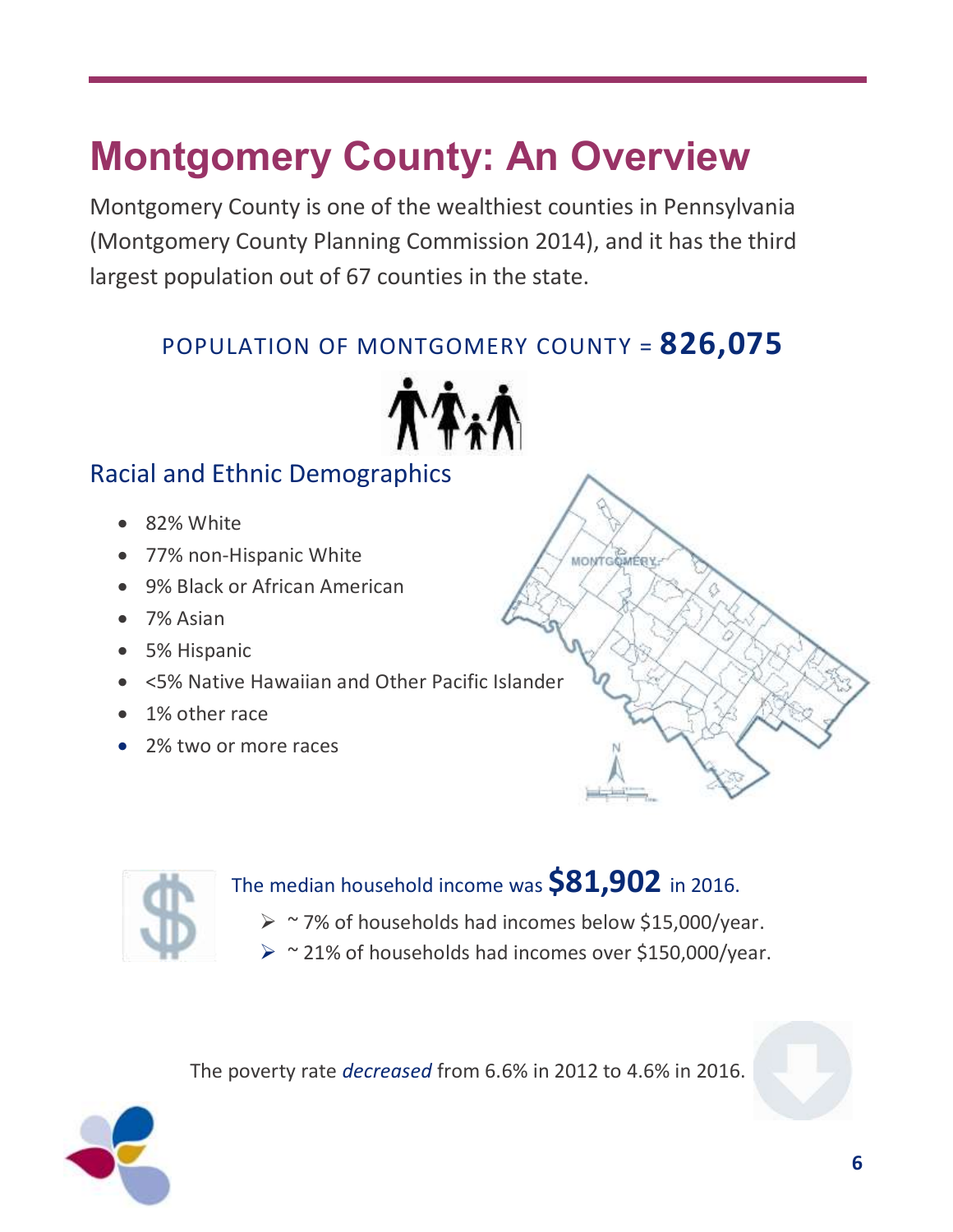# Montgomery County: An Overview

Montgomery County is one of the wealthiest counties in Pennsylvania (Montgomery County Planning Commission 2014), and it has the third largest population out of 67 counties in the state.

POPULATION OF MONTGOMERY COUNTY = **826,075**

## Racial and Ethnic Demographics

- 82% White
- 77% non-Hispanic White
- 9% Black or African American
- 7% Asian
- 5% Hispanic
- <5% Native Hawaiian and Other Pacific Islander
- 1% other race
- 2% two or more races

The median household income was **$81,902** in 2016.

- ~ 7% of households had incomes below $15,000/year.
- ~ 21% of households had incomes over $150,000/year.

The poverty rate *decreased* from 6.6% in 2012 to 4.6% in 2016.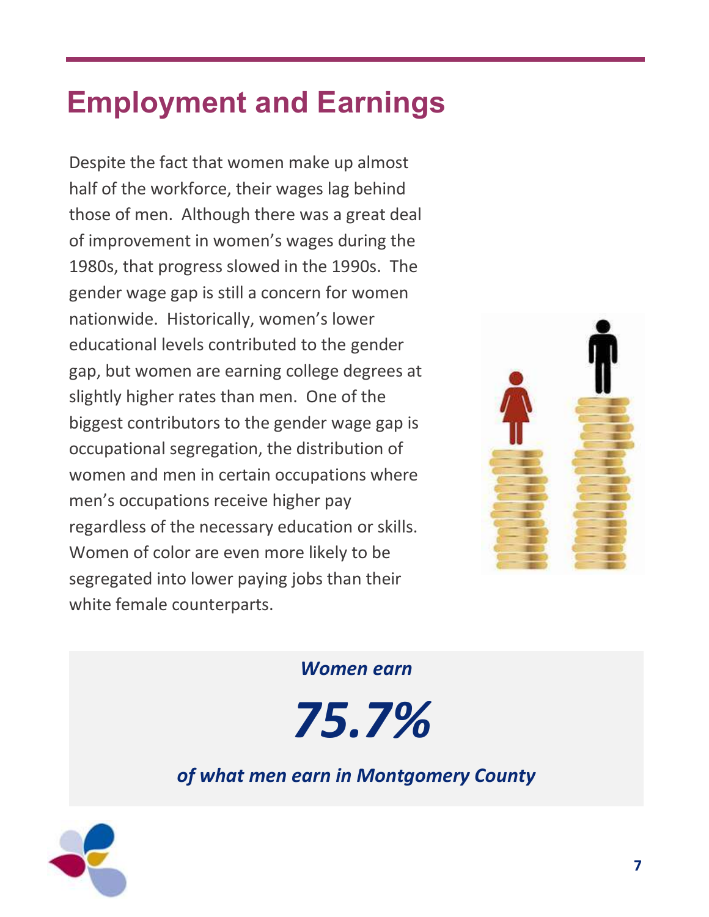# Employment and Earnings

Despite the fact that women make up almost half of the workforce, their wages lag behind those of men. Although there was a great deal of improvement in women's wages during the 1980s, that progress slowed in the 1990s. The gender wage gap is still a concern for women nationwide. Historically, women's lower educational levels contributed to the gender gap, but women are earning college degrees at slightly higher rates than men. One of the biggest contributors to the gender wage gap is occupational segregation, the distribution of women and men in certain occupations where men's occupations receive higher pay regardless of the necessary education or skills. Women of color are even more likely to be segregated into lower paying jobs than their white female counterparts.

***Women earn***

***75.7%***

***of what men earn in Montgomery County***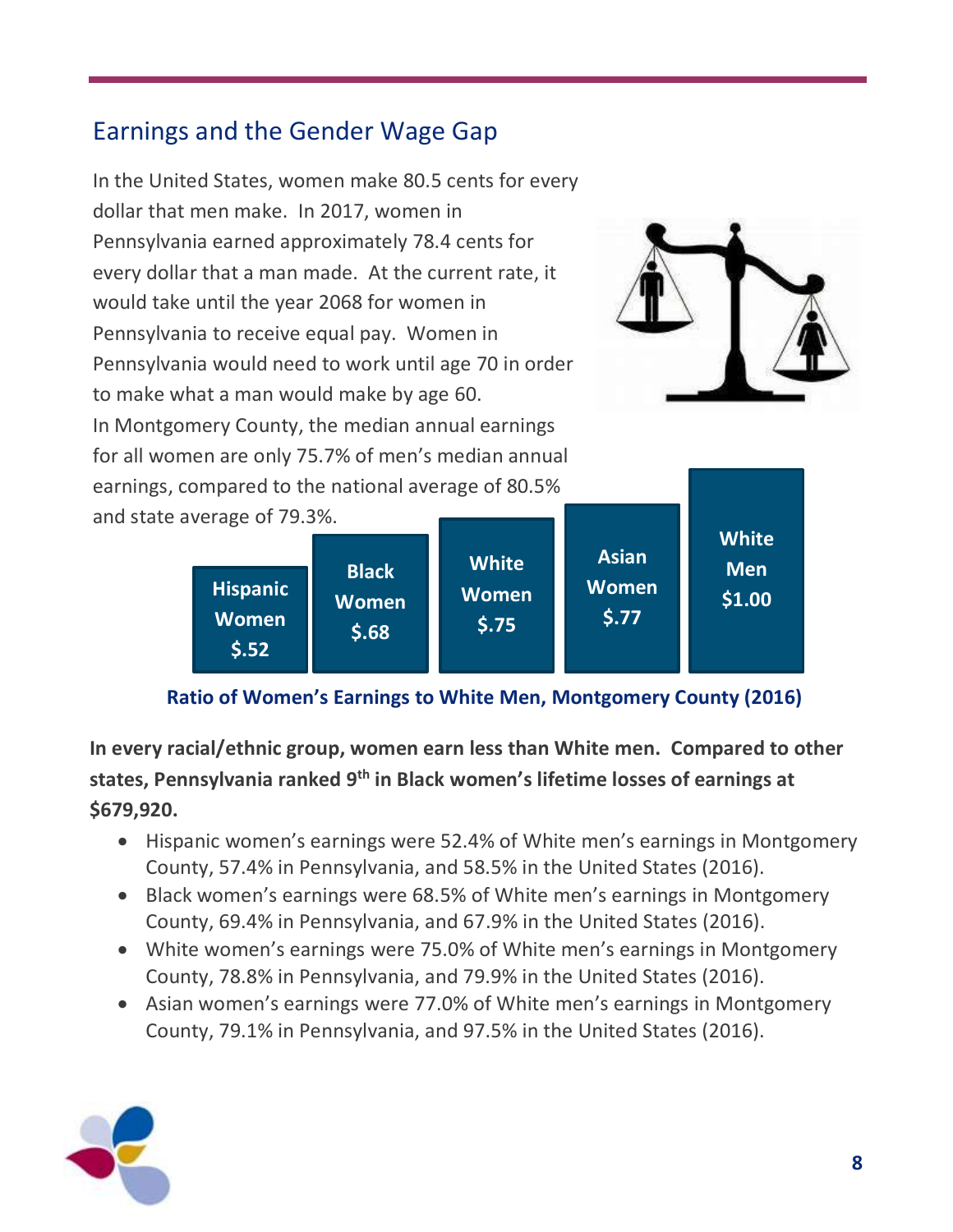## Earnings and the Gender Wage Gap

In the United States, women make 80.5 cents for every dollar that men make. In 2017, women in Pennsylvania earned approximately 78.4 cents for every dollar that a man made. At the current rate, it would take until the year 2068 for women in Pennsylvania to receive equal pay. Women in Pennsylvania would need to work until age 70 in order to make what a man would make by age 60. In Montgomery County, the median annual earnings for all women are only 75.7% of men's median annual earnings, compared to the national average of 80.5% and state average of 79.3%.

| Hispanic Women | Black Women | White Women | Asian Women | White Men |
|---|---|---|---|---|
| $.52 | $.68 | $.75 | $.77 | $1.00 |

**Ratio of Women's Earnings to White Men, Montgomery County (2016)**

**In every racial/ethnic group, women earn less than White men. Compared to other states, Pennsylvania ranked 9th in Black women's lifetime losses of earnings at $679,920.**

- Hispanic women's earnings were 52.4% of White men's earnings in Montgomery County, 57.4% in Pennsylvania, and 58.5% in the United States (2016).
- Black women's earnings were 68.5% of White men's earnings in Montgomery County, 69.4% in Pennsylvania, and 67.9% in the United States (2016).
- White women's earnings were 75.0% of White men's earnings in Montgomery County, 78.8% in Pennsylvania, and 79.9% in the United States (2016).
- Asian women's earnings were 77.0% of White men's earnings in Montgomery County, 79.1% in Pennsylvania, and 97.5% in the United States (2016).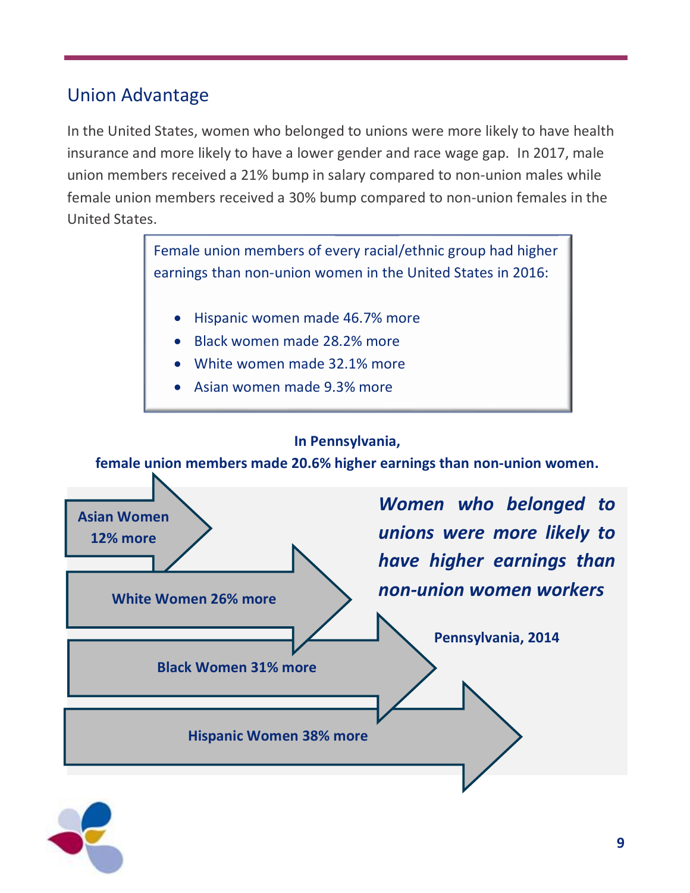## Union Advantage

In the United States, women who belonged to unions were more likely to have health insurance and more likely to have a lower gender and race wage gap. In 2017, male union members received a 21% bump in salary compared to non-union males while female union members received a 30% bump compared to non-union females in the United States.

> Female union members of every racial/ethnic group had higher earnings than non-union women in the United States in 2016:
>
> - Hispanic women made 46.7% more
> - Black women made 28.2% more
> - White women made 32.1% more
> - Asian women made 9.3% more

**In Pennsylvania,**
**female union members made 20.6% higher earnings than non-union women.**

**Asian Women 12% more**

**White Women 26% more**

**Black Women 31% more**

**Hispanic Women 38% more**

***Women who belonged to unions were more likely to have higher earnings than non-union women workers***

**Pennsylvania, 2014**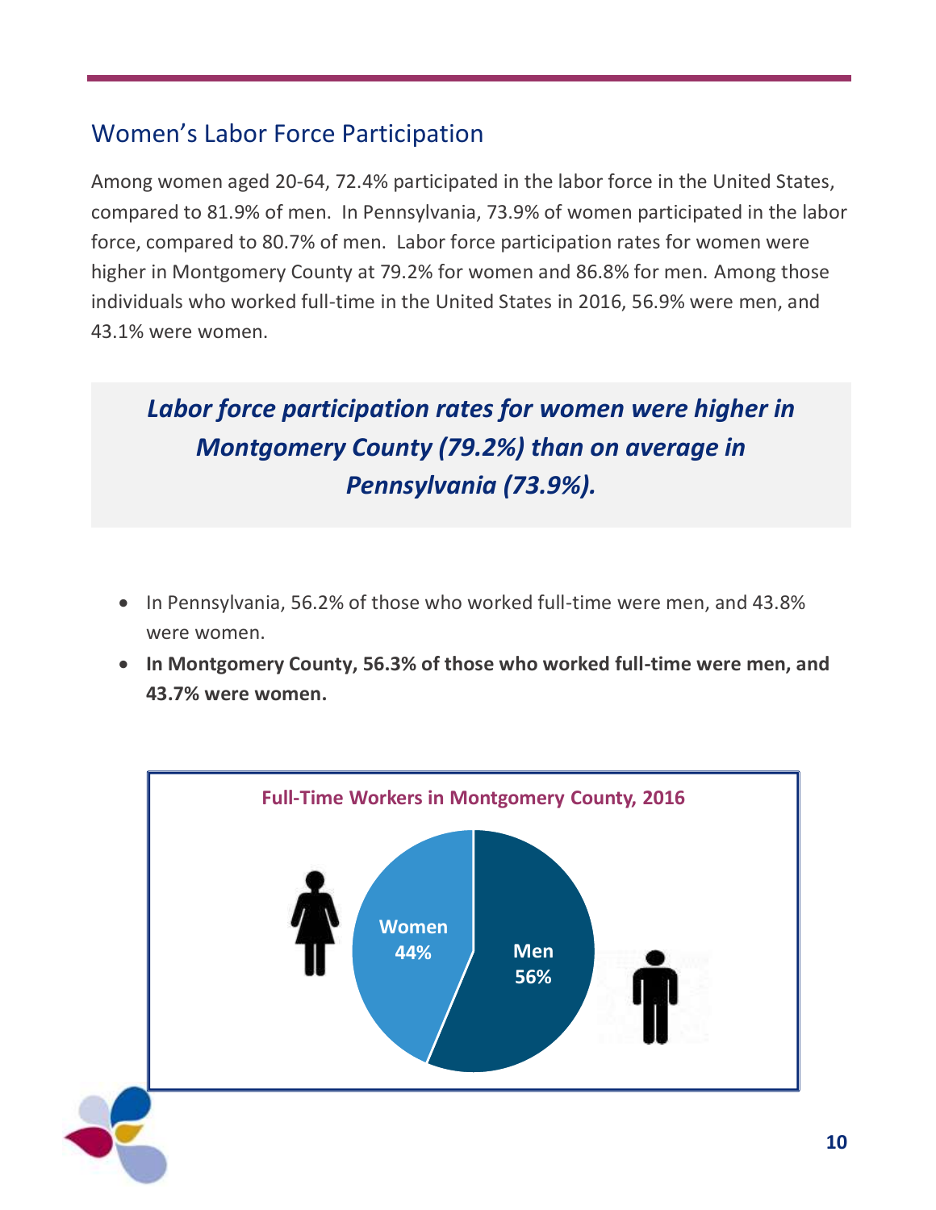## Women's Labor Force Participation

Among women aged 20-64, 72.4% participated in the labor force in the United States, compared to 81.9% of men. In Pennsylvania, 73.9% of women participated in the labor force, compared to 80.7% of men. Labor force participation rates for women were higher in Montgomery County at 79.2% for women and 86.8% for men. Among those individuals who worked full-time in the United States in 2016, 56.9% were men, and 43.1% were women.

***Labor force participation rates for women were higher in Montgomery County (79.2%) than on average in Pennsylvania (73.9%).***

- In Pennsylvania, 56.2% of those who worked full-time were men, and 43.8% were women.
- **In Montgomery County, 56.3% of those who worked full-time were men, and 43.7% were women.**

**Full-Time Workers in Montgomery County, 2016**

| | Share |
|---|---|
| Women | 44% |
| Men | 56% |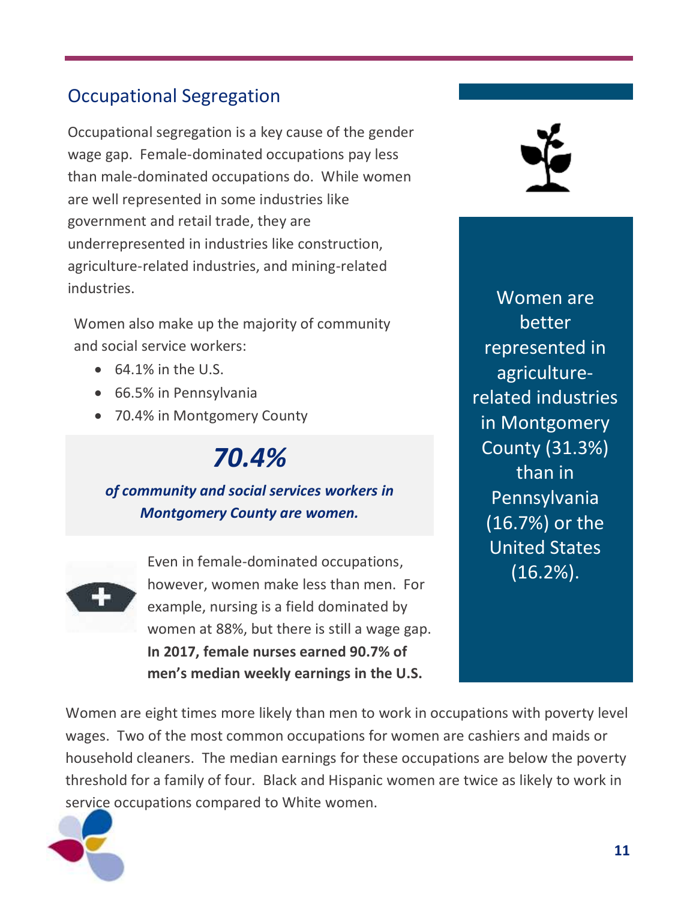## Occupational Segregation

Occupational segregation is a key cause of the gender wage gap. Female-dominated occupations pay less than male-dominated occupations do. While women are well represented in some industries like government and retail trade, they are underrepresented in industries like construction, agriculture-related industries, and mining-related industries.

Women also make up the majority of community and social service workers:

- 64.1% in the U.S.
- 66.5% in Pennsylvania
- 70.4% in Montgomery County

***70.4%***

***of community and social services workers in Montgomery County are women.***

Even in female-dominated occupations, however, women make less than men. For example, nursing is a field dominated by women at 88%, but there is still a wage gap. **In 2017, female nurses earned 90.7% of men's median weekly earnings in the U.S.**

Women are better represented in agriculture-related industries in Montgomery County (31.3%) than in Pennsylvania (16.7%) or the United States (16.2%).

Women are eight times more likely than men to work in occupations with poverty level wages. Two of the most common occupations for women are cashiers and maids or household cleaners. The median earnings for these occupations are below the poverty threshold for a family of four. Black and Hispanic women are twice as likely to work in service occupations compared to White women.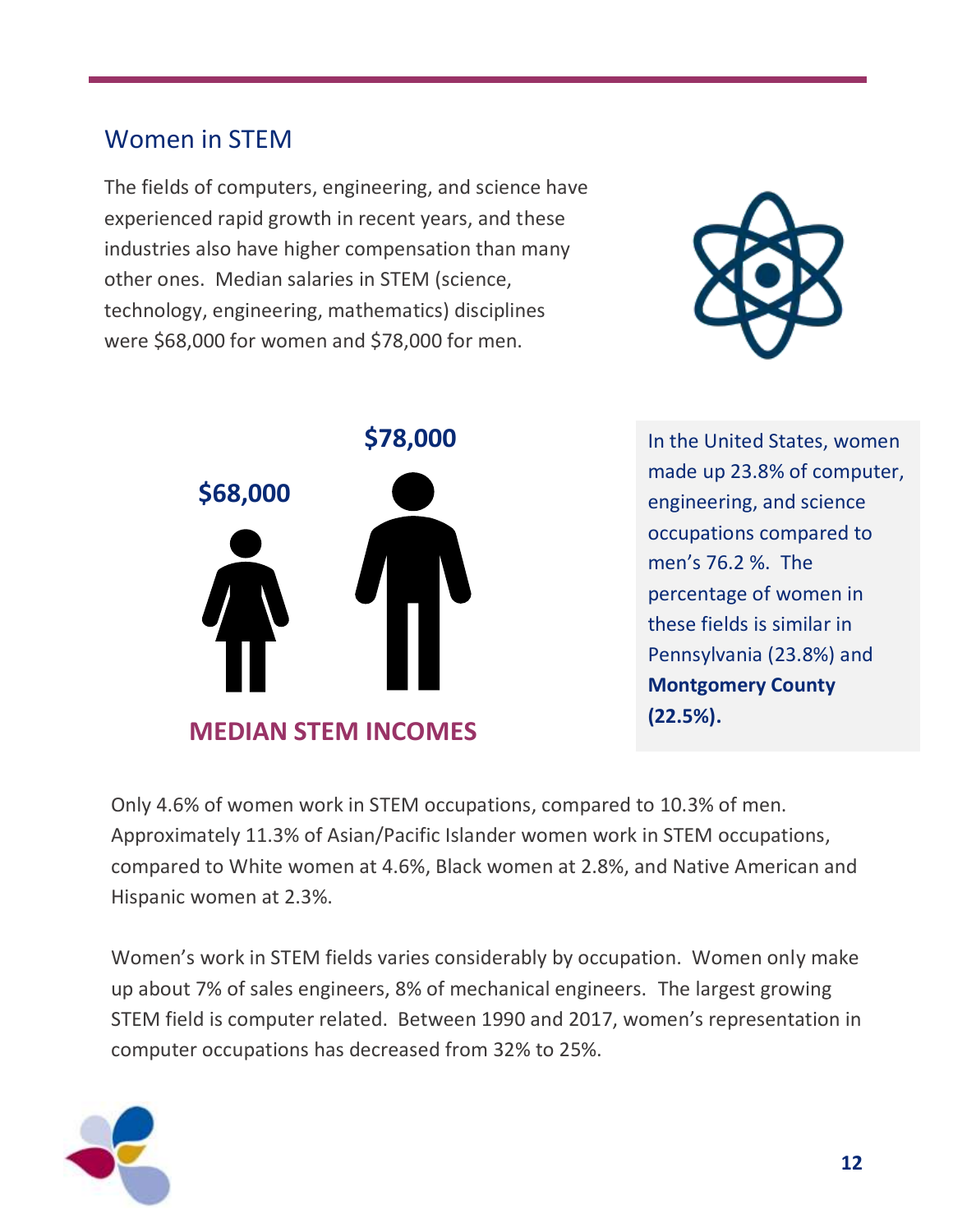## Women in STEM

The fields of computers, engineering, and science have experienced rapid growth in recent years, and these industries also have higher compensation than many other ones. Median salaries in STEM (science, technology, engineering, mathematics) disciplines were $68,000 for women and $78,000 for men.

**$68,000**

**$78,000**

**MEDIAN STEM INCOMES**

In the United States, women made up 23.8% of computer, engineering, and science occupations compared to men's 76.2 %. The percentage of women in these fields is similar in Pennsylvania (23.8%) and **Montgomery County (22.5%).**

Only 4.6% of women work in STEM occupations, compared to 10.3% of men. Approximately 11.3% of Asian/Pacific Islander women work in STEM occupations, compared to White women at 4.6%, Black women at 2.8%, and Native American and Hispanic women at 2.3%.

Women's work in STEM fields varies considerably by occupation. Women only make up about 7% of sales engineers, 8% of mechanical engineers. The largest growing STEM field is computer related. Between 1990 and 2017, women's representation in computer occupations has decreased from 32% to 25%.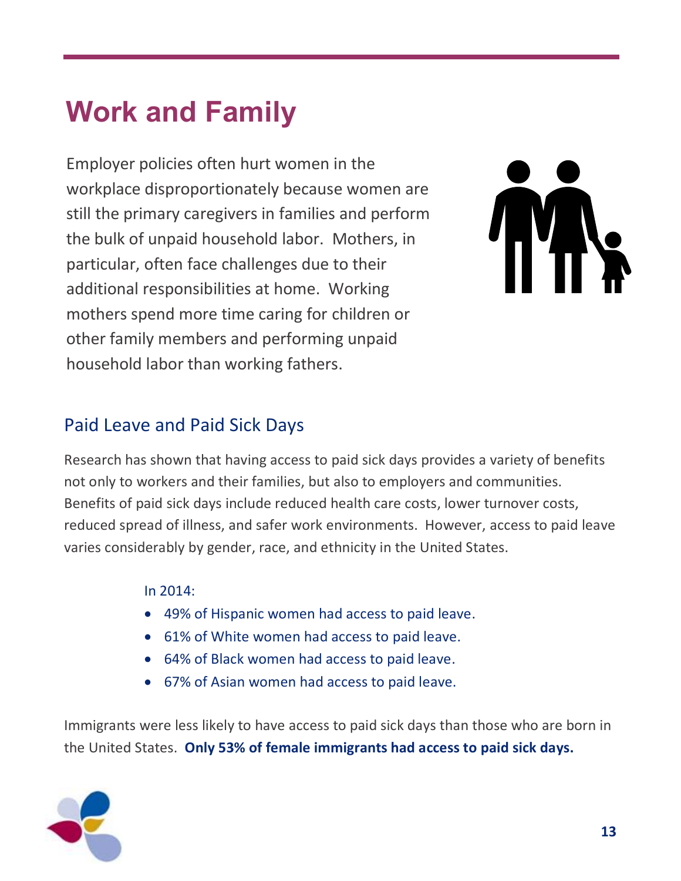# Work and Family

Employer policies often hurt women in the workplace disproportionately because women are still the primary caregivers in families and perform the bulk of unpaid household labor. Mothers, in particular, often face challenges due to their additional responsibilities at home. Working mothers spend more time caring for children or other family members and performing unpaid household labor than working fathers.

## Paid Leave and Paid Sick Days

Research has shown that having access to paid sick days provides a variety of benefits not only to workers and their families, but also to employers and communities. Benefits of paid sick days include reduced health care costs, lower turnover costs, reduced spread of illness, and safer work environments. However, access to paid leave varies considerably by gender, race, and ethnicity in the United States.

In 2014:

- 49% of Hispanic women had access to paid leave.
- 61% of White women had access to paid leave.
- 64% of Black women had access to paid leave.
- 67% of Asian women had access to paid leave.

Immigrants were less likely to have access to paid sick days than those who are born in the United States. **Only 53% of female immigrants had access to paid sick days.**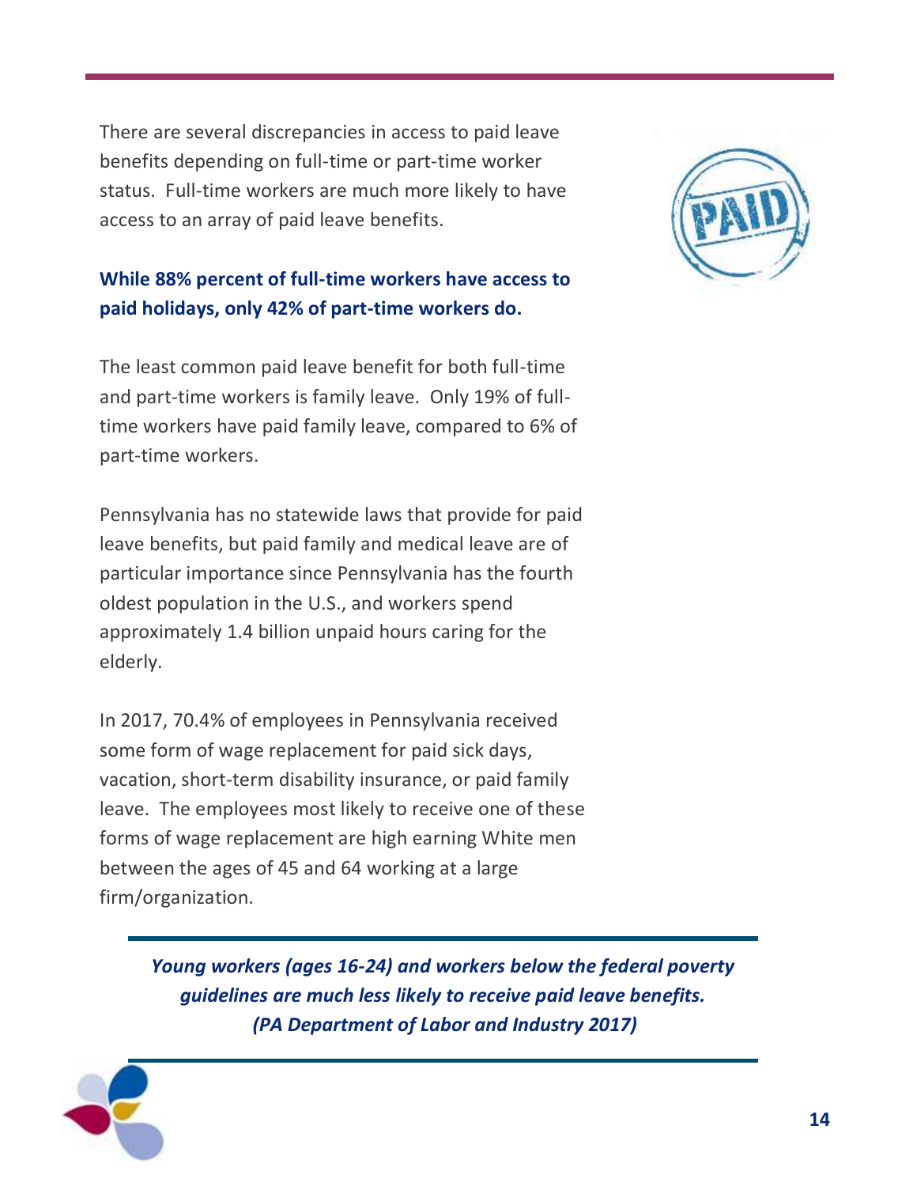There are several discrepancies in access to paid leave benefits depending on full-time or part-time worker status. Full-time workers are much more likely to have access to an array of paid leave benefits.

**While 88% percent of full-time workers have access to paid holidays, only 42% of part-time workers do.**

The least common paid leave benefit for both full-time and part-time workers is family leave. Only 19% of full-time workers have paid family leave, compared to 6% of part-time workers.

Pennsylvania has no statewide laws that provide for paid leave benefits, but paid family and medical leave are of particular importance since Pennsylvania has the fourth oldest population in the U.S., and workers spend approximately 1.4 billion unpaid hours caring for the elderly.

In 2017, 70.4% of employees in Pennsylvania received some form of wage replacement for paid sick days, vacation, short-term disability insurance, or paid family leave. The employees most likely to receive one of these forms of wage replacement are high earning White men between the ages of 45 and 64 working at a large firm/organization.

***Young workers (ages 16-24) and workers below the federal poverty guidelines are much less likely to receive paid leave benefits. (PA Department of Labor and Industry 2017)***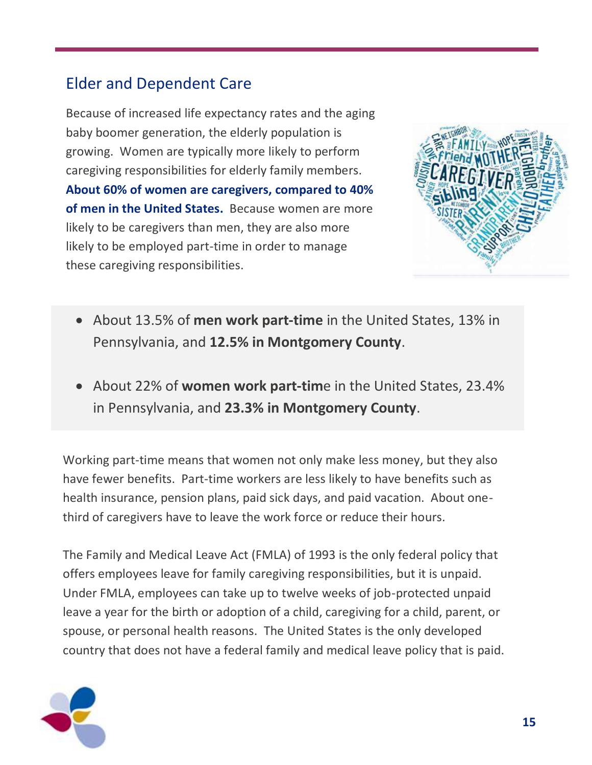## Elder and Dependent Care

Because of increased life expectancy rates and the aging baby boomer generation, the elderly population is growing. Women are typically more likely to perform caregiving responsibilities for elderly family members. **About 60% of women are caregivers, compared to 40% of men in the United States.** Because women are more likely to be caregivers than men, they are also more likely to be employed part-time in order to manage these caregiving responsibilities.

- About 13.5% of **men work part-time** in the United States, 13% in Pennsylvania, and **12.5% in Montgomery County**.
- About 22% of **women work part-tim**e in the United States, 23.4% in Pennsylvania, and **23.3% in Montgomery County**.

Working part-time means that women not only make less money, but they also have fewer benefits. Part-time workers are less likely to have benefits such as health insurance, pension plans, paid sick days, and paid vacation. About one-third of caregivers have to leave the work force or reduce their hours.

The Family and Medical Leave Act (FMLA) of 1993 is the only federal policy that offers employees leave for family caregiving responsibilities, but it is unpaid. Under FMLA, employees can take up to twelve weeks of job-protected unpaid leave a year for the birth or adoption of a child, caregiving for a child, parent, or spouse, or personal health reasons. The United States is the only developed country that does not have a federal family and medical leave policy that is paid.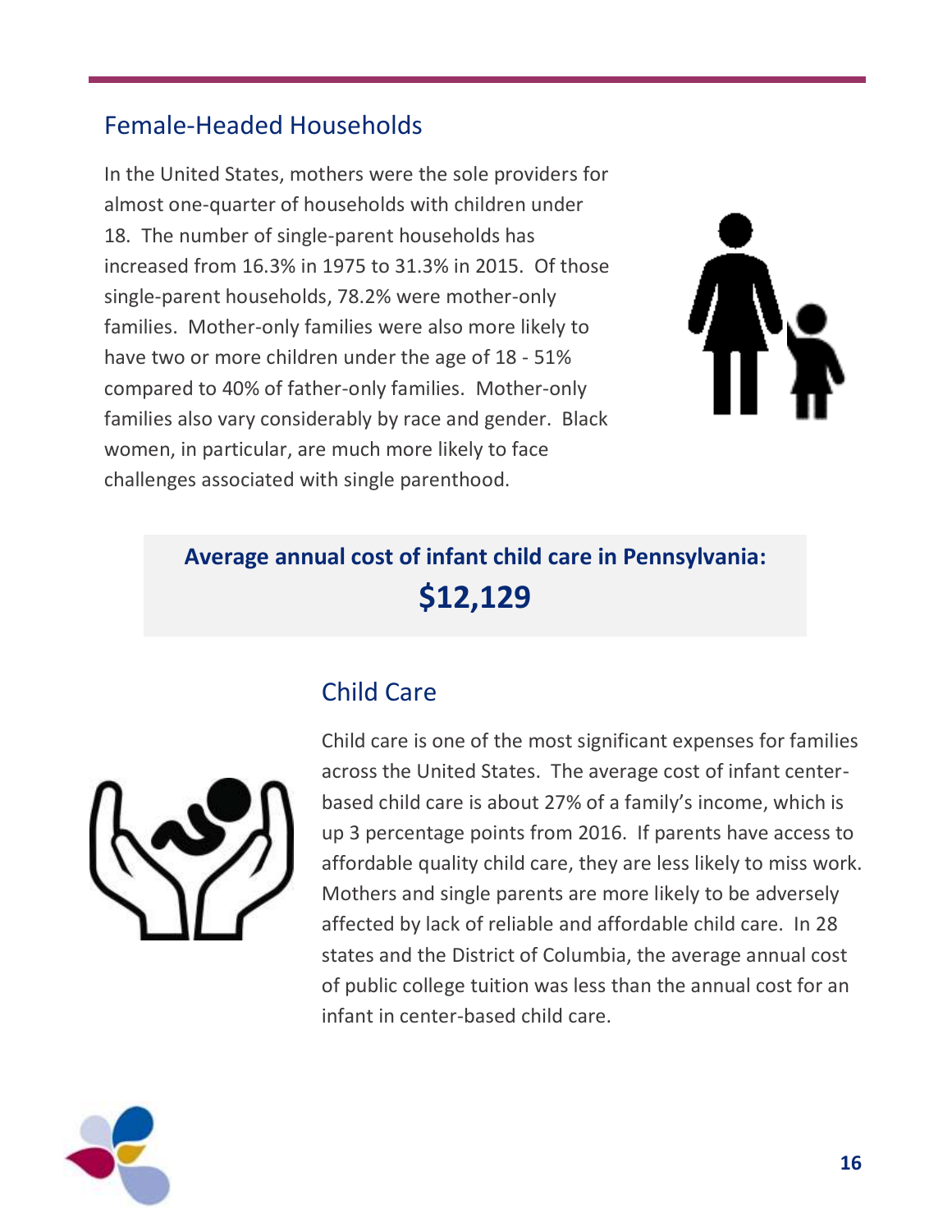## Female-Headed Households

In the United States, mothers were the sole providers for almost one-quarter of households with children under 18. The number of single-parent households has increased from 16.3% in 1975 to 31.3% in 2015. Of those single-parent households, 78.2% were mother-only families. Mother-only families were also more likely to have two or more children under the age of 18 - 51% compared to 40% of father-only families. Mother-only families also vary considerably by race and gender. Black women, in particular, are much more likely to face challenges associated with single parenthood.

**Average annual cost of infant child care in Pennsylvania:**

**$12,129**

## Child Care

Child care is one of the most significant expenses for families across the United States. The average cost of infant center-based child care is about 27% of a family's income, which is up 3 percentage points from 2016. If parents have access to affordable quality child care, they are less likely to miss work. Mothers and single parents are more likely to be adversely affected by lack of reliable and affordable child care. In 28 states and the District of Columbia, the average annual cost of public college tuition was less than the annual cost for an infant in center-based child care.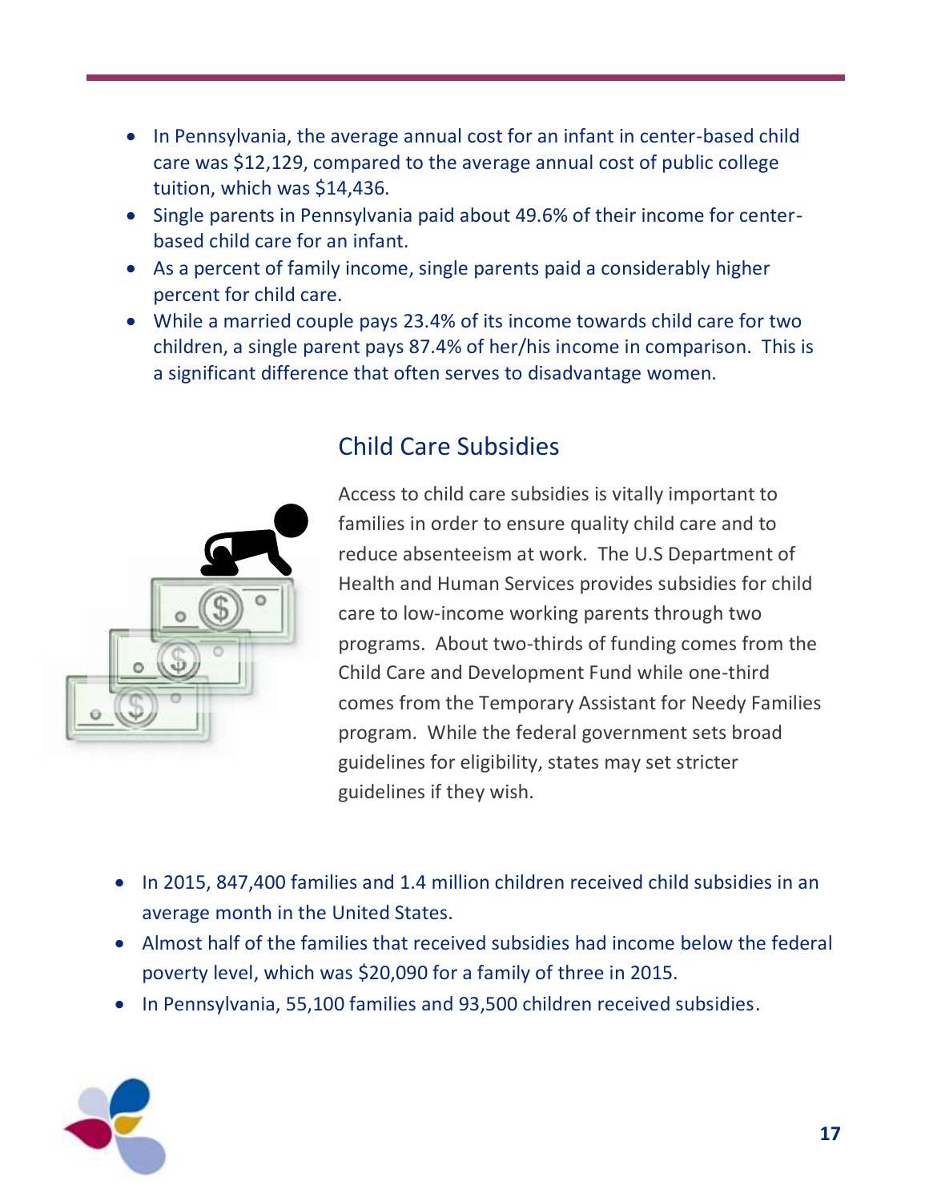- In Pennsylvania, the average annual cost for an infant in center-based child care was $12,129, compared to the average annual cost of public college tuition, which was $14,436.
- Single parents in Pennsylvania paid about 49.6% of their income for center-based child care for an infant.
- As a percent of family income, single parents paid a considerably higher percent for child care.
- While a married couple pays 23.4% of its income towards child care for two children, a single parent pays 87.4% of her/his income in comparison. This is a significant difference that often serves to disadvantage women.

## Child Care Subsidies

Access to child care subsidies is vitally important to families in order to ensure quality child care and to reduce absenteeism at work. The U.S Department of Health and Human Services provides subsidies for child care to low-income working parents through two programs. About two-thirds of funding comes from the Child Care and Development Fund while one-third comes from the Temporary Assistant for Needy Families program. While the federal government sets broad guidelines for eligibility, states may set stricter guidelines if they wish.

- In 2015, 847,400 families and 1.4 million children received child subsidies in an average month in the United States.
- Almost half of the families that received subsidies had income below the federal poverty level, which was $20,090 for a family of three in 2015.
- In Pennsylvania, 55,100 families and 93,500 children received subsidies.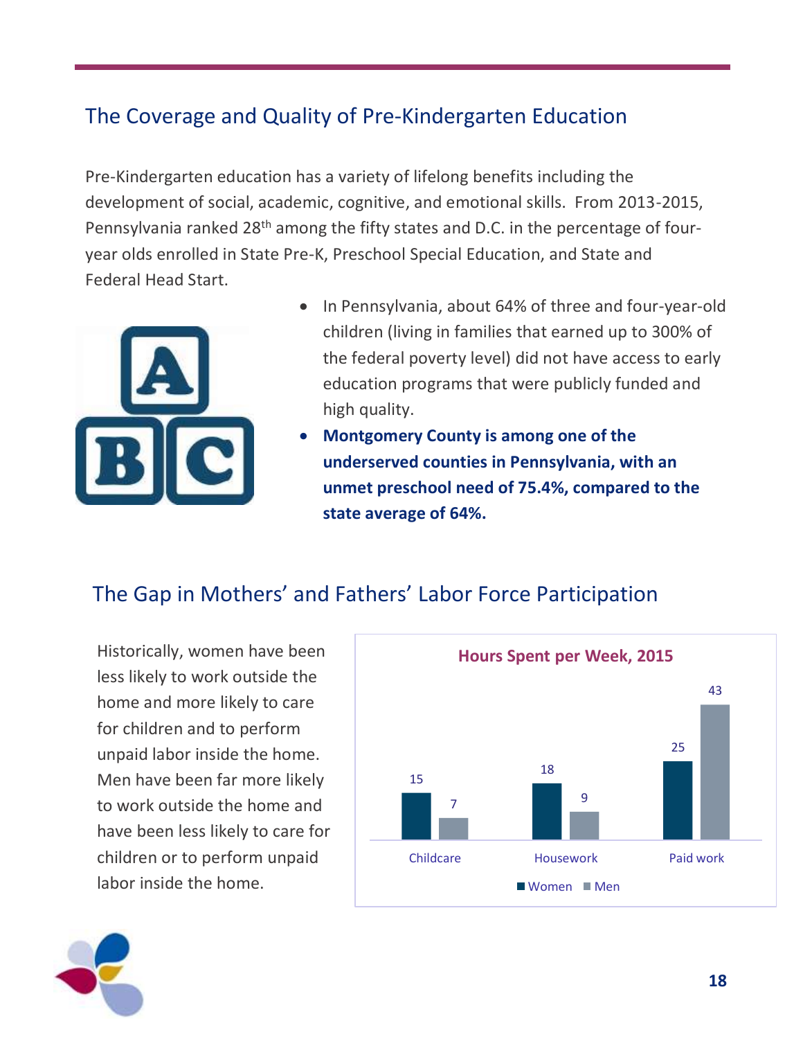## The Coverage and Quality of Pre-Kindergarten Education

Pre-Kindergarten education has a variety of lifelong benefits including the development of social, academic, cognitive, and emotional skills. From 2013-2015, Pennsylvania ranked 28th among the fifty states and D.C. in the percentage of four-year olds enrolled in State Pre-K, Preschool Special Education, and State and Federal Head Start.

- In Pennsylvania, about 64% of three and four-year-old children (living in families that earned up to 300% of the federal poverty level) did not have access to early education programs that were publicly funded and high quality.
- **Montgomery County is among one of the underserved counties in Pennsylvania, with an unmet preschool need of 75.4%, compared to the state average of 64%.**

## The Gap in Mothers' and Fathers' Labor Force Participation

Historically, women have been less likely to work outside the home and more likely to care for children and to perform unpaid labor inside the home. Men have been far more likely to work outside the home and have been less likely to care for children or to perform unpaid labor inside the home.

**Hours Spent per Week, 2015**

| | Women | Men |
|---|---|---|
| Childcare | 15 | 7 |
| Housework | 18 | 9 |
| Paid work | 25 | 43 |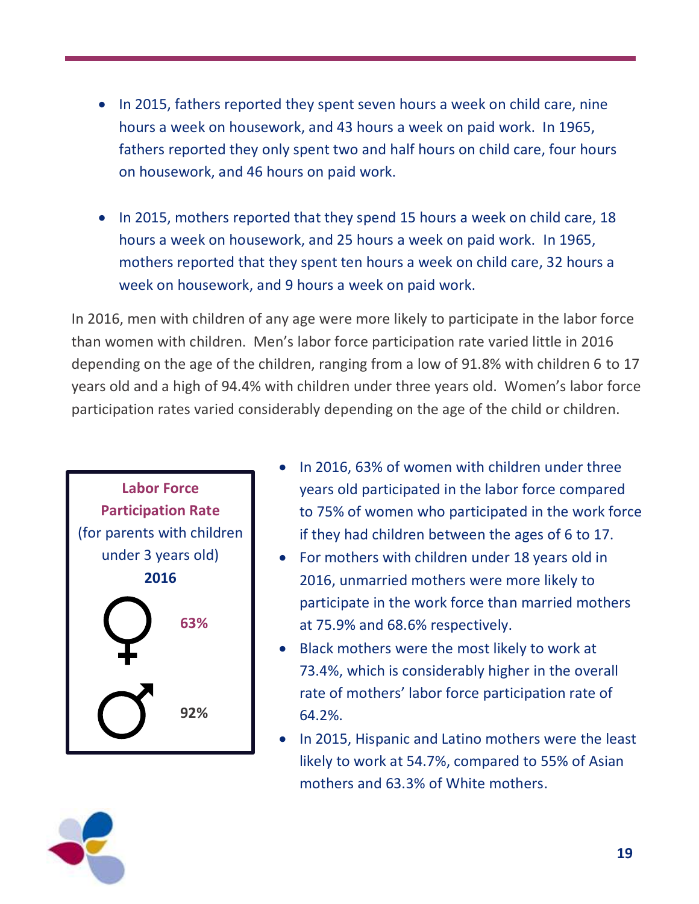- In 2015, fathers reported they spent seven hours a week on child care, nine hours a week on housework, and 43 hours a week on paid work. In 1965, fathers reported they only spent two and half hours on child care, four hours on housework, and 46 hours on paid work.

- In 2015, mothers reported that they spend 15 hours a week on child care, 18 hours a week on housework, and 25 hours a week on paid work. In 1965, mothers reported that they spent ten hours a week on child care, 32 hours a week on housework, and 9 hours a week on paid work.

In 2016, men with children of any age were more likely to participate in the labor force than women with children. Men's labor force participation rate varied little in 2016 depending on the age of the children, ranging from a low of 91.8% with children 6 to 17 years old and a high of 94.4% with children under three years old. Women's labor force participation rates varied considerably depending on the age of the child or children.

**Labor Force Participation Rate**
(for parents with children under 3 years old)
**2016**

♀ **63%**

♂ **92%**

- In 2016, 63% of women with children under three years old participated in the labor force compared to 75% of women who participated in the work force if they had children between the ages of 6 to 17.
- For mothers with children under 18 years old in 2016, unmarried mothers were more likely to participate in the work force than married mothers at 75.9% and 68.6% respectively.
- Black mothers were the most likely to work at 73.4%, which is considerably higher in the overall rate of mothers' labor force participation rate of 64.2%.
- In 2015, Hispanic and Latino mothers were the least likely to work at 54.7%, compared to 55% of Asian mothers and 63.3% of White mothers.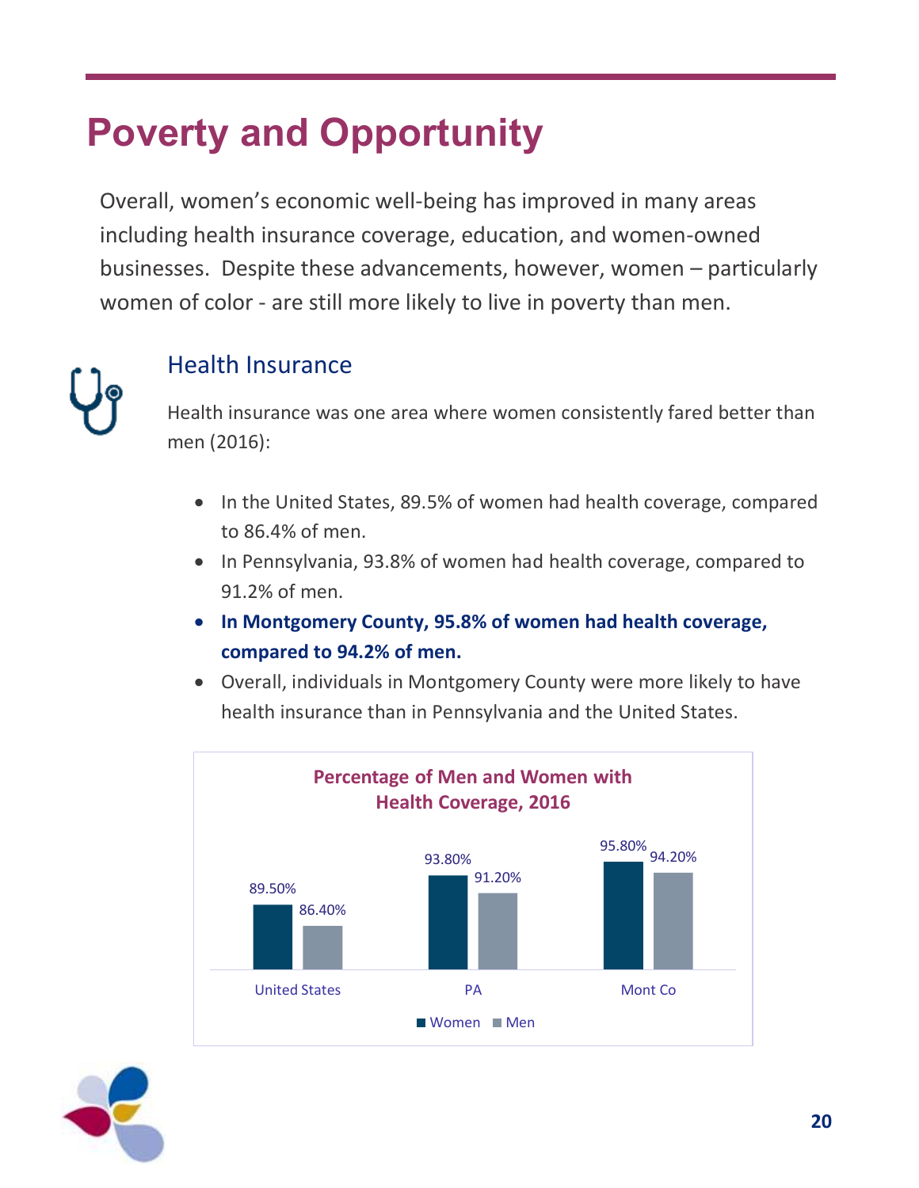# Poverty and Opportunity

Overall, women's economic well-being has improved in many areas including health insurance coverage, education, and women-owned businesses. Despite these advancements, however, women – particularly women of color - are still more likely to live in poverty than men.

## Health Insurance

Health insurance was one area where women consistently fared better than men (2016):

- In the United States, 89.5% of women had health coverage, compared to 86.4% of men.
- In Pennsylvania, 93.8% of women had health coverage, compared to 91.2% of men.
- **In Montgomery County, 95.8% of women had health coverage, compared to 94.2% of men.**
- Overall, individuals in Montgomery County were more likely to have health insurance than in Pennsylvania and the United States.

**Percentage of Men and Women with Health Coverage, 2016**

| | Women | Men |
|---|---|---|
| United States | 89.50% | 86.40% |
| PA | 93.80% | 91.20% |
| Mont Co | 95.80% | 94.20% |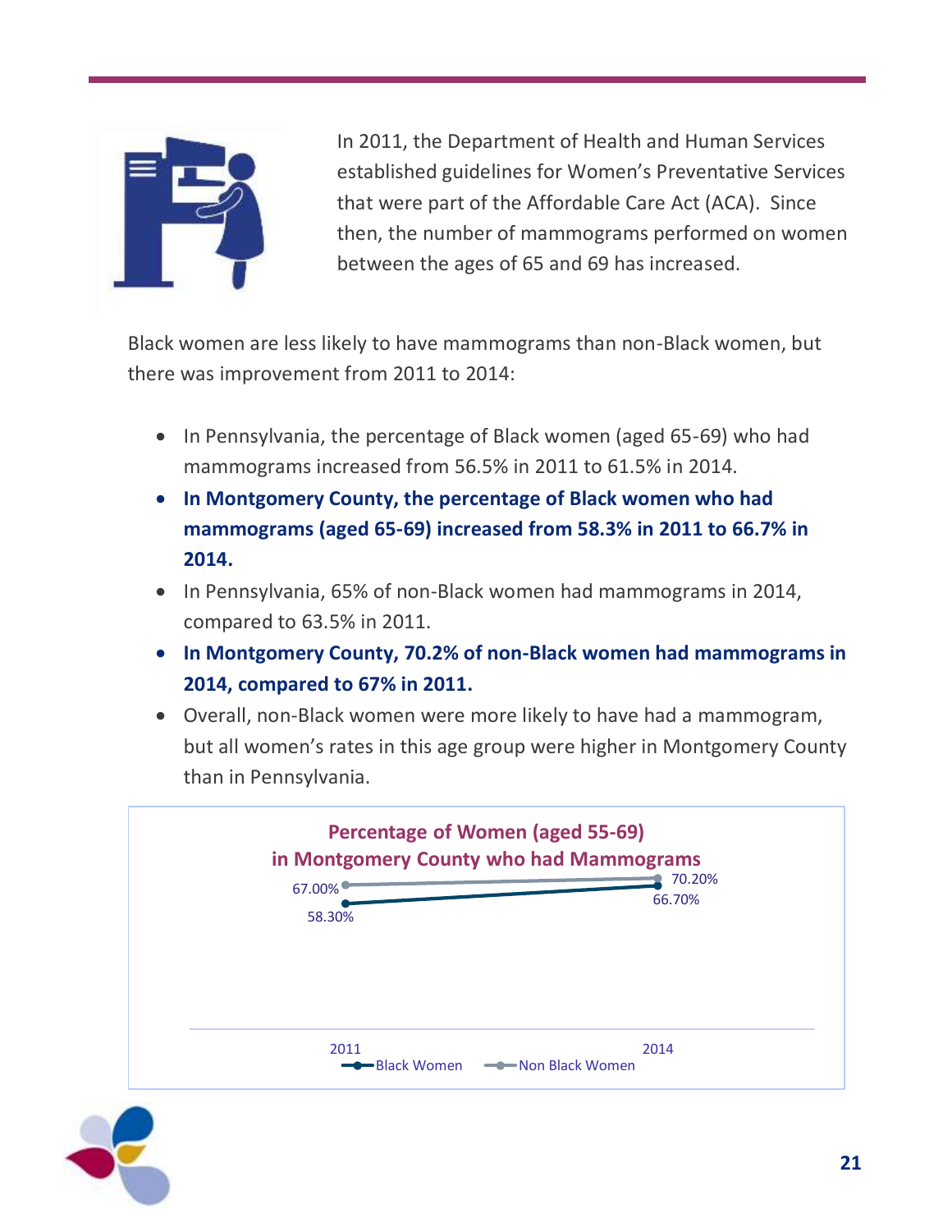In 2011, the Department of Health and Human Services established guidelines for Women's Preventative Services that were part of the Affordable Care Act (ACA). Since then, the number of mammograms performed on women between the ages of 65 and 69 has increased.

Black women are less likely to have mammograms than non-Black women, but there was improvement from 2011 to 2014:

- In Pennsylvania, the percentage of Black women (aged 65-69) who had mammograms increased from 56.5% in 2011 to 61.5% in 2014.
- **In Montgomery County, the percentage of Black women who had mammograms (aged 65-69) increased from 58.3% in 2011 to 66.7% in 2014.**
- In Pennsylvania, 65% of non-Black women had mammograms in 2014, compared to 63.5% in 2011.
- **In Montgomery County, 70.2% of non-Black women had mammograms in 2014, compared to 67% in 2011.**
- Overall, non-Black women were more likely to have had a mammogram, but all women's rates in this age group were higher in Montgomery County than in Pennsylvania.

**Percentage of Women (aged 55-69) in Montgomery County who had Mammograms**

| | 2011 | 2014 |
|---|---|---|
| Black Women | 58.30% | 66.70% |
| Non Black Women | 67.00% | 70.20% |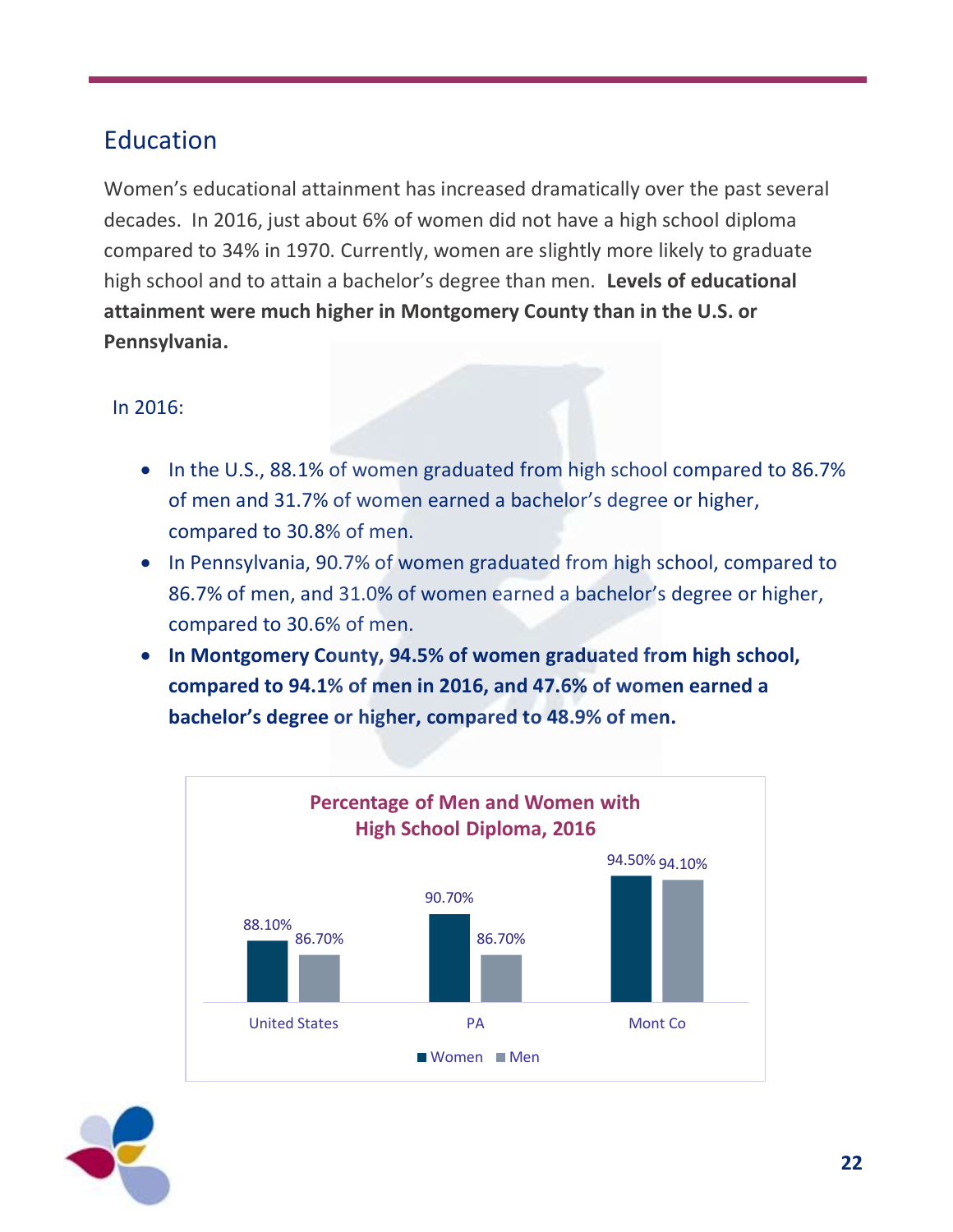## Education

Women's educational attainment has increased dramatically over the past several decades. In 2016, just about 6% of women did not have a high school diploma compared to 34% in 1970. Currently, women are slightly more likely to graduate high school and to attain a bachelor's degree than men. **Levels of educational attainment were much higher in Montgomery County than in the U.S. or Pennsylvania.**

In 2016:

- In the U.S., 88.1% of women graduated from high school compared to 86.7% of men and 31.7% of women earned a bachelor's degree or higher, compared to 30.8% of men.
- In Pennsylvania, 90.7% of women graduated from high school, compared to 86.7% of men, and 31.0% of women earned a bachelor's degree or higher, compared to 30.6% of men.
- **In Montgomery County, 94.5% of women graduated from high school, compared to 94.1% of men in 2016, and 47.6% of women earned a bachelor's degree or higher, compared to 48.9% of men.**

**Percentage of Men and Women with High School Diploma, 2016**

| | Women | Men |
|---|---|---|
| United States | 88.10% | 86.70% |
| PA | 90.70% | 86.70% |
| Mont Co | 94.50% | 94.10% |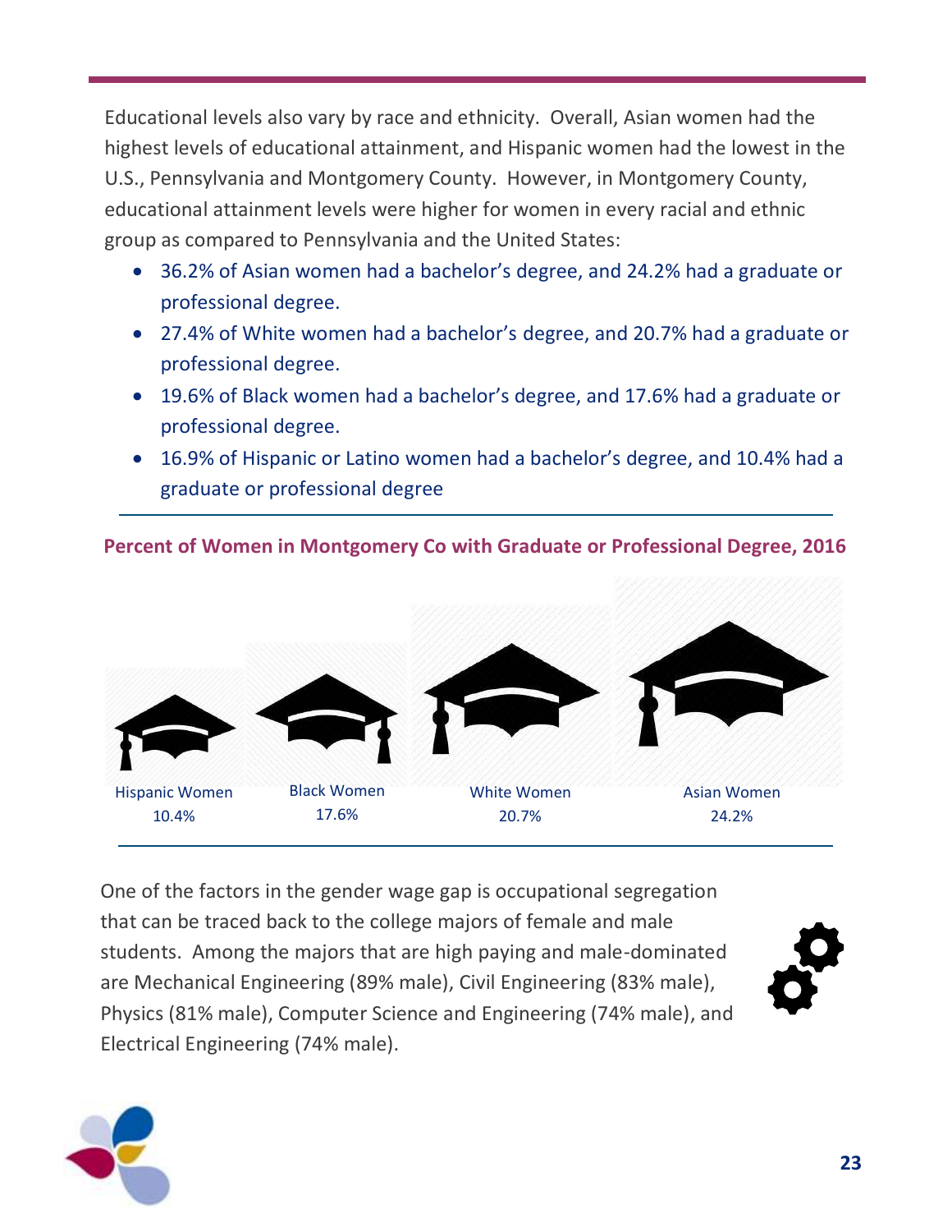Educational levels also vary by race and ethnicity. Overall, Asian women had the highest levels of educational attainment, and Hispanic women had the lowest in the U.S., Pennsylvania and Montgomery County. However, in Montgomery County, educational attainment levels were higher for women in every racial and ethnic group as compared to Pennsylvania and the United States:

- 36.2% of Asian women had a bachelor's degree, and 24.2% had a graduate or professional degree.
- 27.4% of White women had a bachelor's degree, and 20.7% had a graduate or professional degree.
- 19.6% of Black women had a bachelor's degree, and 17.6% had a graduate or professional degree.
- 16.9% of Hispanic or Latino women had a bachelor's degree, and 10.4% had a graduate or professional degree

**Percent of Women in Montgomery Co with Graduate or Professional Degree, 2016**

| Hispanic Women | Black Women | White Women | Asian Women |
|---|---|---|---|
| 10.4% | 17.6% | 20.7% | 24.2% |

One of the factors in the gender wage gap is occupational segregation that can be traced back to the college majors of female and male students. Among the majors that are high paying and male-dominated are Mechanical Engineering (89% male), Civil Engineering (83% male), Physics (81% male), Computer Science and Engineering (74% male), and Electrical Engineering (74% male).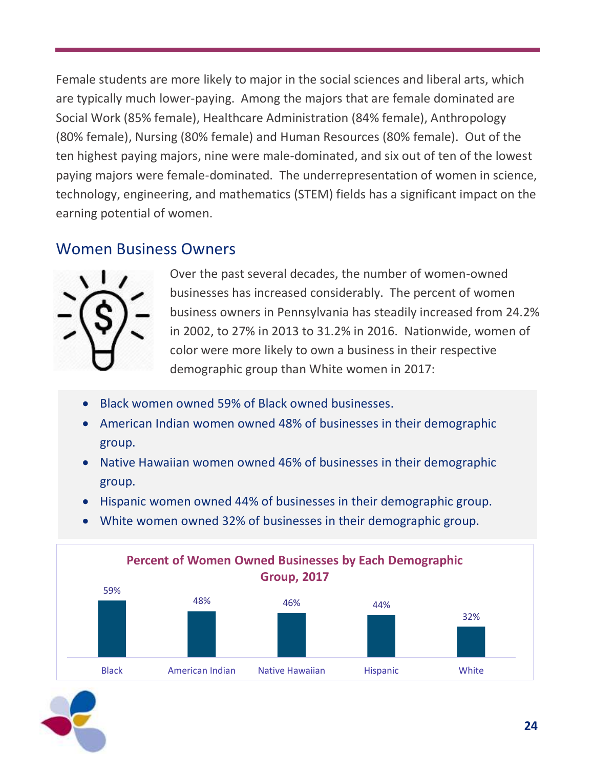Female students are more likely to major in the social sciences and liberal arts, which are typically much lower-paying. Among the majors that are female dominated are Social Work (85% female), Healthcare Administration (84% female), Anthropology (80% female), Nursing (80% female) and Human Resources (80% female). Out of the ten highest paying majors, nine were male-dominated, and six out of ten of the lowest paying majors were female-dominated. The underrepresentation of women in science, technology, engineering, and mathematics (STEM) fields has a significant impact on the earning potential of women.

## Women Business Owners

Over the past several decades, the number of women-owned businesses has increased considerably. The percent of women business owners in Pennsylvania has steadily increased from 24.2% in 2002, to 27% in 2013 to 31.2% in 2016. Nationwide, women of color were more likely to own a business in their respective demographic group than White women in 2017:

- Black women owned 59% of Black owned businesses.
- American Indian women owned 48% of businesses in their demographic group.
- Native Hawaiian women owned 46% of businesses in their demographic group.
- Hispanic women owned 44% of businesses in their demographic group.
- White women owned 32% of businesses in their demographic group.

**Percent of Women Owned Businesses by Each Demographic Group, 2017**

| Black | American Indian | Native Hawaiian | Hispanic | White |
|---|---|---|---|---|
| 59% | 48% | 46% | 44% | 32% |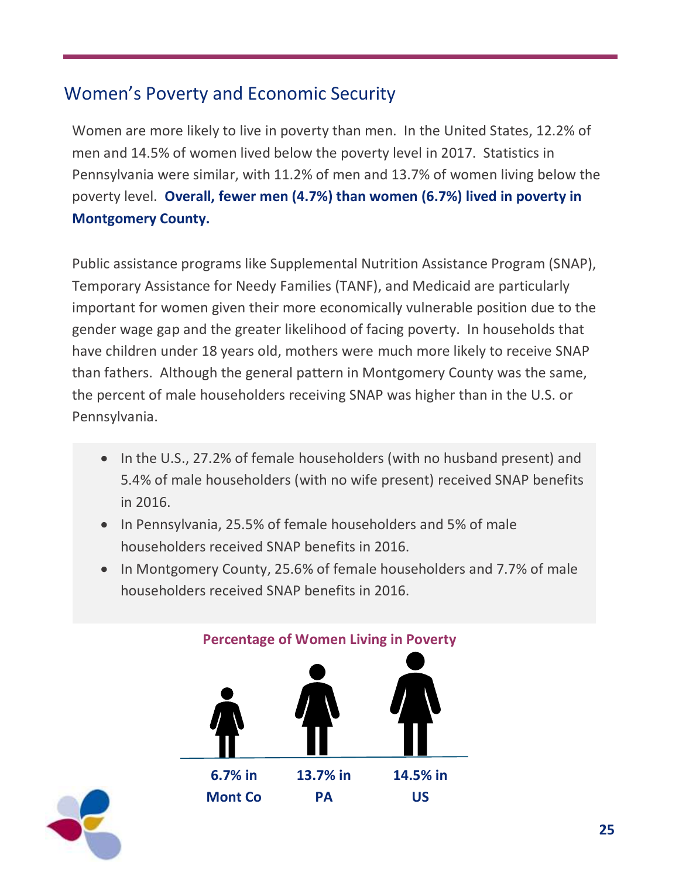## Women's Poverty and Economic Security

Women are more likely to live in poverty than men. In the United States, 12.2% of men and 14.5% of women lived below the poverty level in 2017. Statistics in Pennsylvania were similar, with 11.2% of men and 13.7% of women living below the poverty level. **Overall, fewer men (4.7%) than women (6.7%) lived in poverty in Montgomery County.**

Public assistance programs like Supplemental Nutrition Assistance Program (SNAP), Temporary Assistance for Needy Families (TANF), and Medicaid are particularly important for women given their more economically vulnerable position due to the gender wage gap and the greater likelihood of facing poverty. In households that have children under 18 years old, mothers were much more likely to receive SNAP than fathers. Although the general pattern in Montgomery County was the same, the percent of male householders receiving SNAP was higher than in the U.S. or Pennsylvania.

- In the U.S., 27.2% of female householders (with no husband present) and 5.4% of male householders (with no wife present) received SNAP benefits in 2016.
- In Pennsylvania, 25.5% of female householders and 5% of male householders received SNAP benefits in 2016.
- In Montgomery County, 25.6% of female householders and 7.7% of male householders received SNAP benefits in 2016.

**Percentage of Women Living in Poverty**

**6.7% in Mont Co** | **13.7% in PA** | **14.5% in US**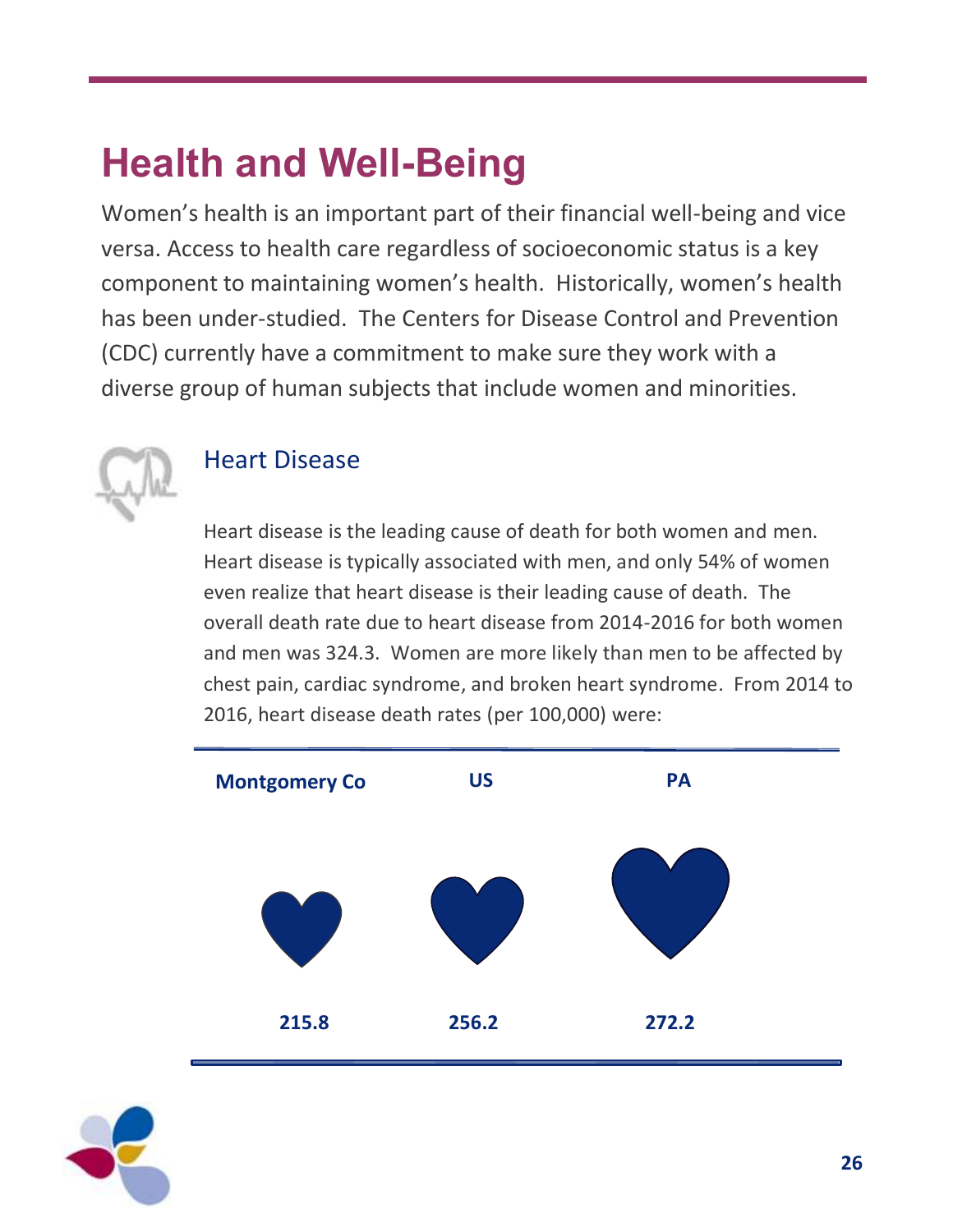# Health and Well-Being

Women's health is an important part of their financial well-being and vice versa. Access to health care regardless of socioeconomic status is a key component to maintaining women's health. Historically, women's health has been under-studied. The Centers for Disease Control and Prevention (CDC) currently have a commitment to make sure they work with a diverse group of human subjects that include women and minorities.

## Heart Disease

Heart disease is the leading cause of death for both women and men. Heart disease is typically associated with men, and only 54% of women even realize that heart disease is their leading cause of death. The overall death rate due to heart disease from 2014-2016 for both women and men was 324.3. Women are more likely than men to be affected by chest pain, cardiac syndrome, and broken heart syndrome. From 2014 to 2016, heart disease death rates (per 100,000) were:

| Montgomery Co | US | PA |
|---|---|---|
| 215.8 | 256.2 | 272.2 |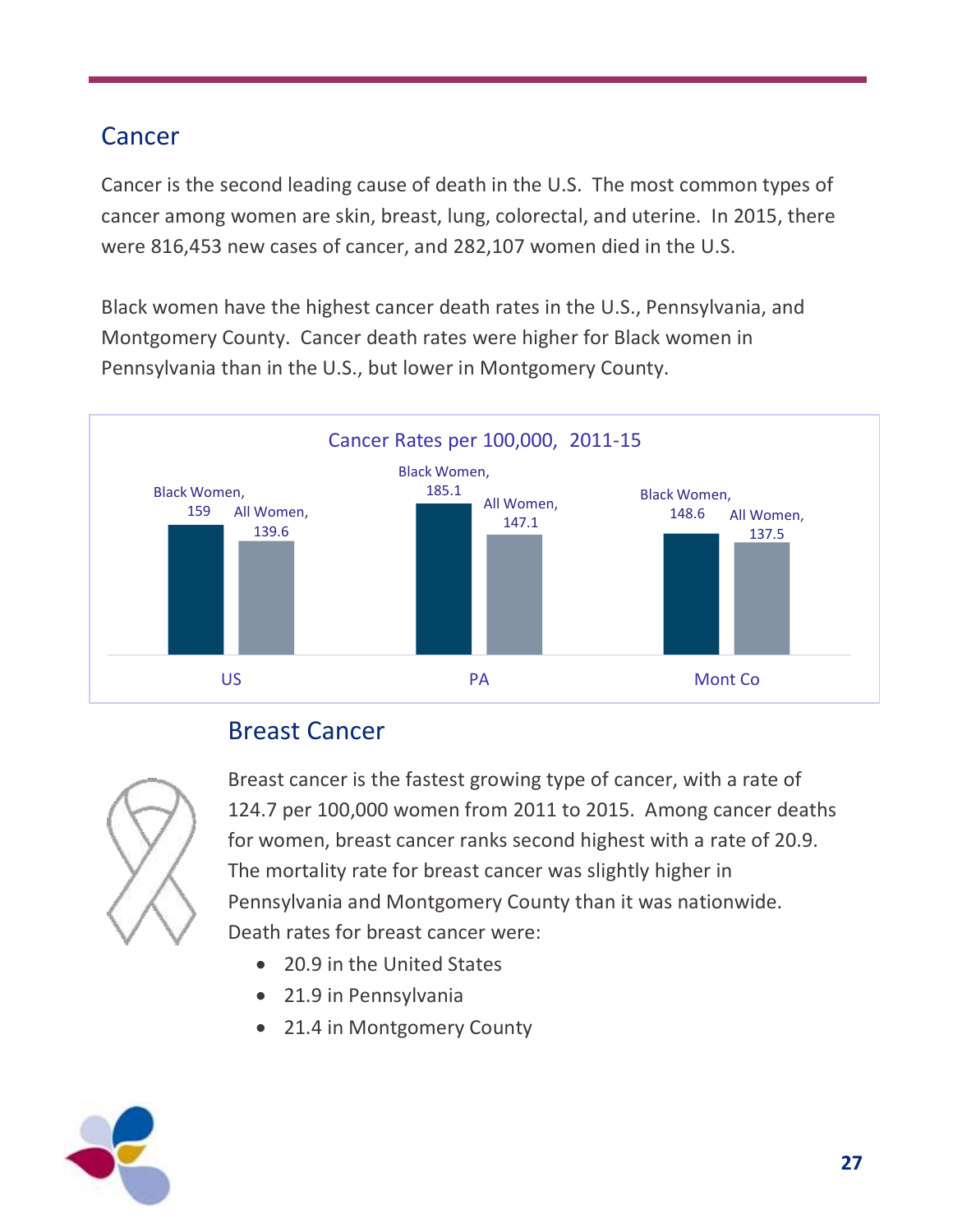## Cancer

Cancer is the second leading cause of death in the U.S. The most common types of cancer among women are skin, breast, lung, colorectal, and uterine. In 2015, there were 816,453 new cases of cancer, and 282,107 women died in the U.S.

Black women have the highest cancer death rates in the U.S., Pennsylvania, and Montgomery County. Cancer death rates were higher for Black women in Pennsylvania than in the U.S., but lower in Montgomery County.

**Cancer Rates per 100,000, 2011-15**

| | Black Women | All Women |
|---|---|---|
| US | 159 | 139.6 |
| PA | 185.1 | 147.1 |
| Mont Co | 148.6 | 137.5 |

### Breast Cancer

Breast cancer is the fastest growing type of cancer, with a rate of 124.7 per 100,000 women from 2011 to 2015. Among cancer deaths for women, breast cancer ranks second highest with a rate of 20.9. The mortality rate for breast cancer was slightly higher in Pennsylvania and Montgomery County than it was nationwide. Death rates for breast cancer were:

- 20.9 in the United States
- 21.9 in Pennsylvania
- 21.4 in Montgomery County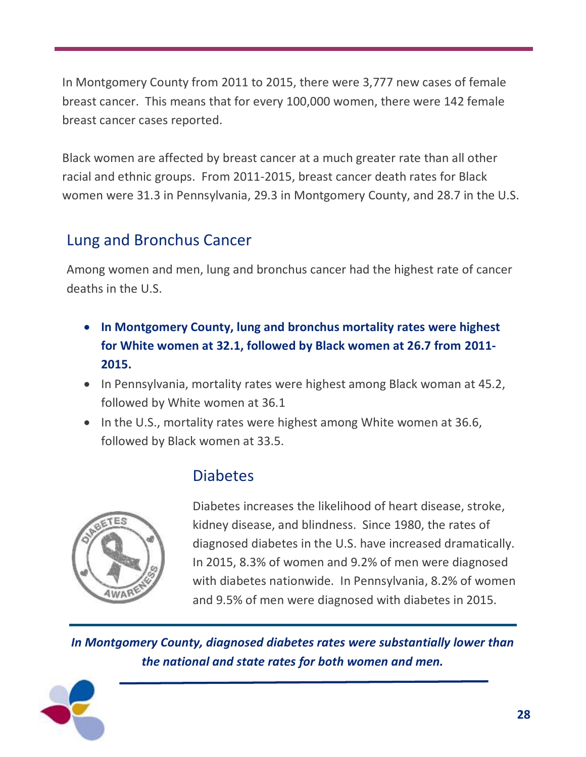In Montgomery County from 2011 to 2015, there were 3,777 new cases of female breast cancer. This means that for every 100,000 women, there were 142 female breast cancer cases reported.

Black women are affected by breast cancer at a much greater rate than all other racial and ethnic groups. From 2011-2015, breast cancer death rates for Black women were 31.3 in Pennsylvania, 29.3 in Montgomery County, and 28.7 in the U.S.

## Lung and Bronchus Cancer

Among women and men, lung and bronchus cancer had the highest rate of cancer deaths in the U.S.

- **In Montgomery County, lung and bronchus mortality rates were highest for White women at 32.1, followed by Black women at 26.7 from 2011-2015.**
- In Pennsylvania, mortality rates were highest among Black woman at 45.2, followed by White women at 36.1
- In the U.S., mortality rates were highest among White women at 36.6, followed by Black women at 33.5.

## Diabetes

Diabetes increases the likelihood of heart disease, stroke, kidney disease, and blindness. Since 1980, the rates of diagnosed diabetes in the U.S. have increased dramatically. In 2015, 8.3% of women and 9.2% of men were diagnosed with diabetes nationwide. In Pennsylvania, 8.2% of women and 9.5% of men were diagnosed with diabetes in 2015.

***In Montgomery County, diagnosed diabetes rates were substantially lower than the national and state rates for both women and men.***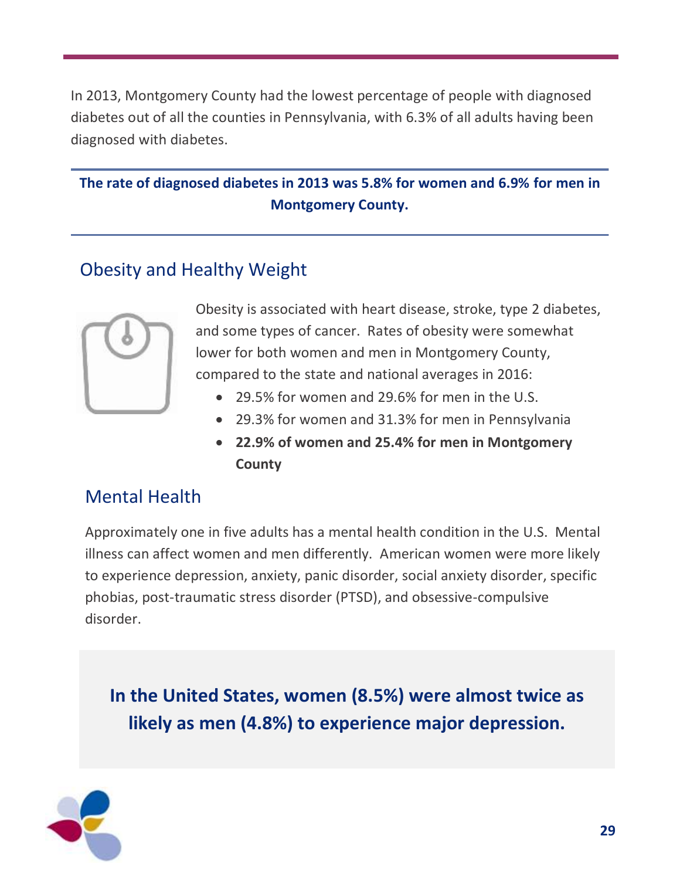In 2013, Montgomery County had the lowest percentage of people with diagnosed diabetes out of all the counties in Pennsylvania, with 6.3% of all adults having been diagnosed with diabetes.

**The rate of diagnosed diabetes in 2013 was 5.8% for women and 6.9% for men in Montgomery County.**

## Obesity and Healthy Weight

Obesity is associated with heart disease, stroke, type 2 diabetes, and some types of cancer. Rates of obesity were somewhat lower for both women and men in Montgomery County, compared to the state and national averages in 2016:

- 29.5% for women and 29.6% for men in the U.S.
- 29.3% for women and 31.3% for men in Pennsylvania
- **22.9% of women and 25.4% for men in Montgomery County**

## Mental Health

Approximately one in five adults has a mental health condition in the U.S. Mental illness can affect women and men differently. American women were more likely to experience depression, anxiety, panic disorder, social anxiety disorder, specific phobias, post-traumatic stress disorder (PTSD), and obsessive-compulsive disorder.

**In the United States, women (8.5%) were almost twice as likely as men (4.8%) to experience major depression.**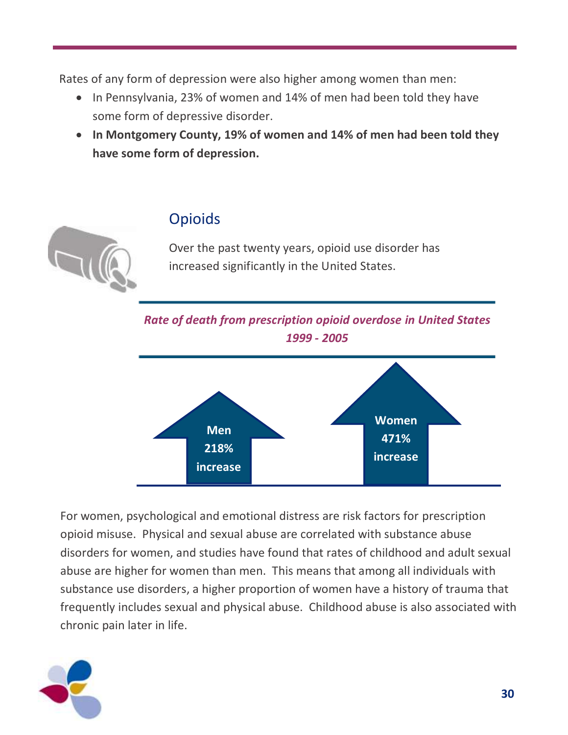Rates of any form of depression were also higher among women than men:

- In Pennsylvania, 23% of women and 14% of men had been told they have some form of depressive disorder.
- **In Montgomery County, 19% of women and 14% of men had been told they have some form of depression.**

## Opioids

Over the past twenty years, opioid use disorder has increased significantly in the United States.

***Rate of death from prescription opioid overdose in United States 1999 - 2005***

**Men 218% increase**

**Women 471% increase**

For women, psychological and emotional distress are risk factors for prescription opioid misuse. Physical and sexual abuse are correlated with substance abuse disorders for women, and studies have found that rates of childhood and adult sexual abuse are higher for women than men. This means that among all individuals with substance use disorders, a higher proportion of women have a history of trauma that frequently includes sexual and physical abuse. Childhood abuse is also associated with chronic pain later in life.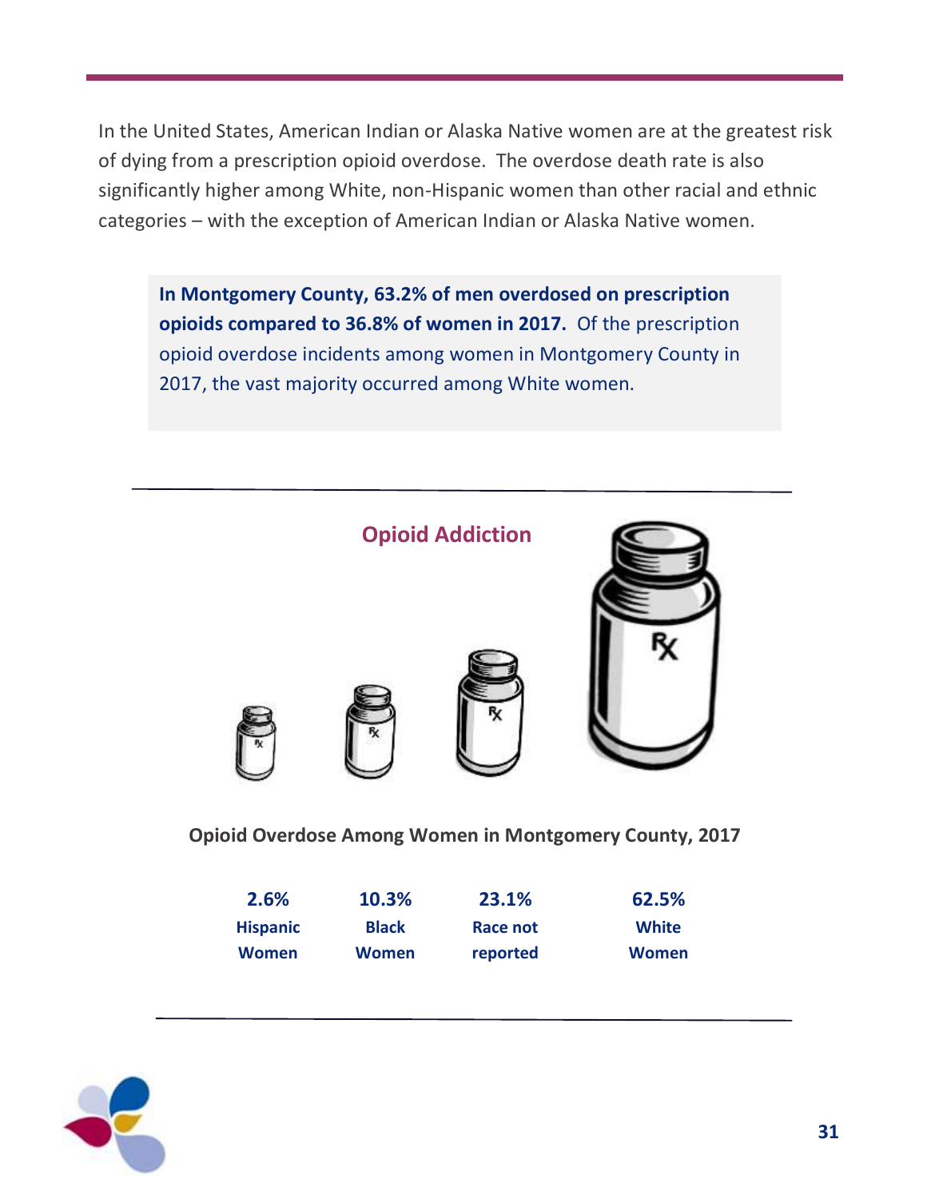In the United States, American Indian or Alaska Native women are at the greatest risk of dying from a prescription opioid overdose. The overdose death rate is also significantly higher among White, non-Hispanic women than other racial and ethnic categories – with the exception of American Indian or Alaska Native women.

> **In Montgomery County, 63.2% of men overdosed on prescription opioids compared to 36.8% of women in 2017.** Of the prescription opioid overdose incidents among women in Montgomery County in 2017, the vast majority occurred among White women.

## Opioid Addiction

**Opioid Overdose Among Women in Montgomery County, 2017**

| 2.6% | 10.3% | 23.1% | 62.5% |
|---|---|---|---|
| Hispanic Women | Black Women | Race not reported | White Women |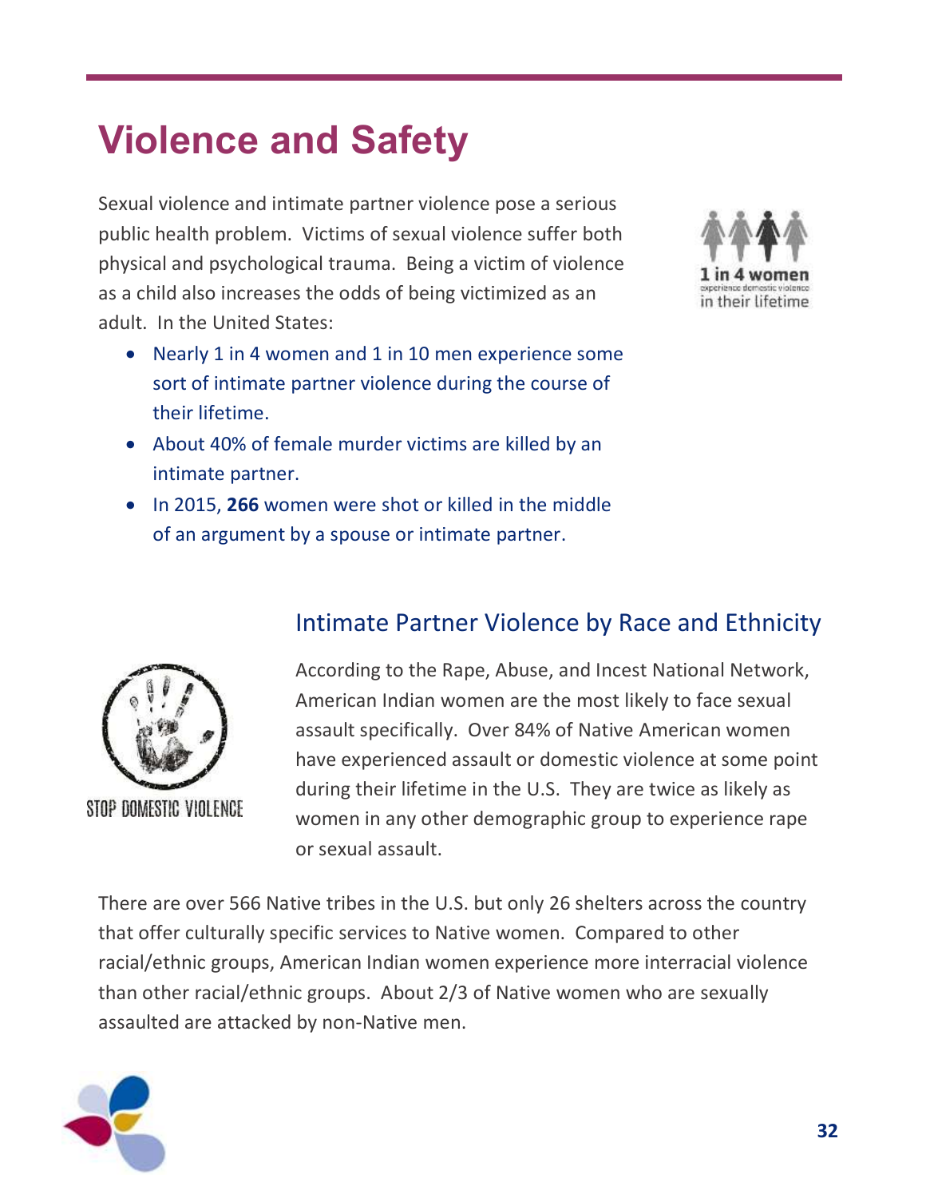# Violence and Safety

Sexual violence and intimate partner violence pose a serious public health problem. Victims of sexual violence suffer both physical and psychological trauma. Being a victim of violence as a child also increases the odds of being victimized as an adult. In the United States:

- Nearly 1 in 4 women and 1 in 10 men experience some sort of intimate partner violence during the course of their lifetime.
- About 40% of female murder victims are killed by an intimate partner.
- In 2015, **266** women were shot or killed in the middle of an argument by a spouse or intimate partner.

1 in 4 women experience domestic violence in their lifetime

## Intimate Partner Violence by Race and Ethnicity

STOP DOMESTIC VIOLENCE

According to the Rape, Abuse, and Incest National Network, American Indian women are the most likely to face sexual assault specifically. Over 84% of Native American women have experienced assault or domestic violence at some point during their lifetime in the U.S. They are twice as likely as women in any other demographic group to experience rape or sexual assault.

There are over 566 Native tribes in the U.S. but only 26 shelters across the country that offer culturally specific services to Native women. Compared to other racial/ethnic groups, American Indian women experience more interracial violence than other racial/ethnic groups. About 2/3 of Native women who are sexually assaulted are attacked by non-Native men.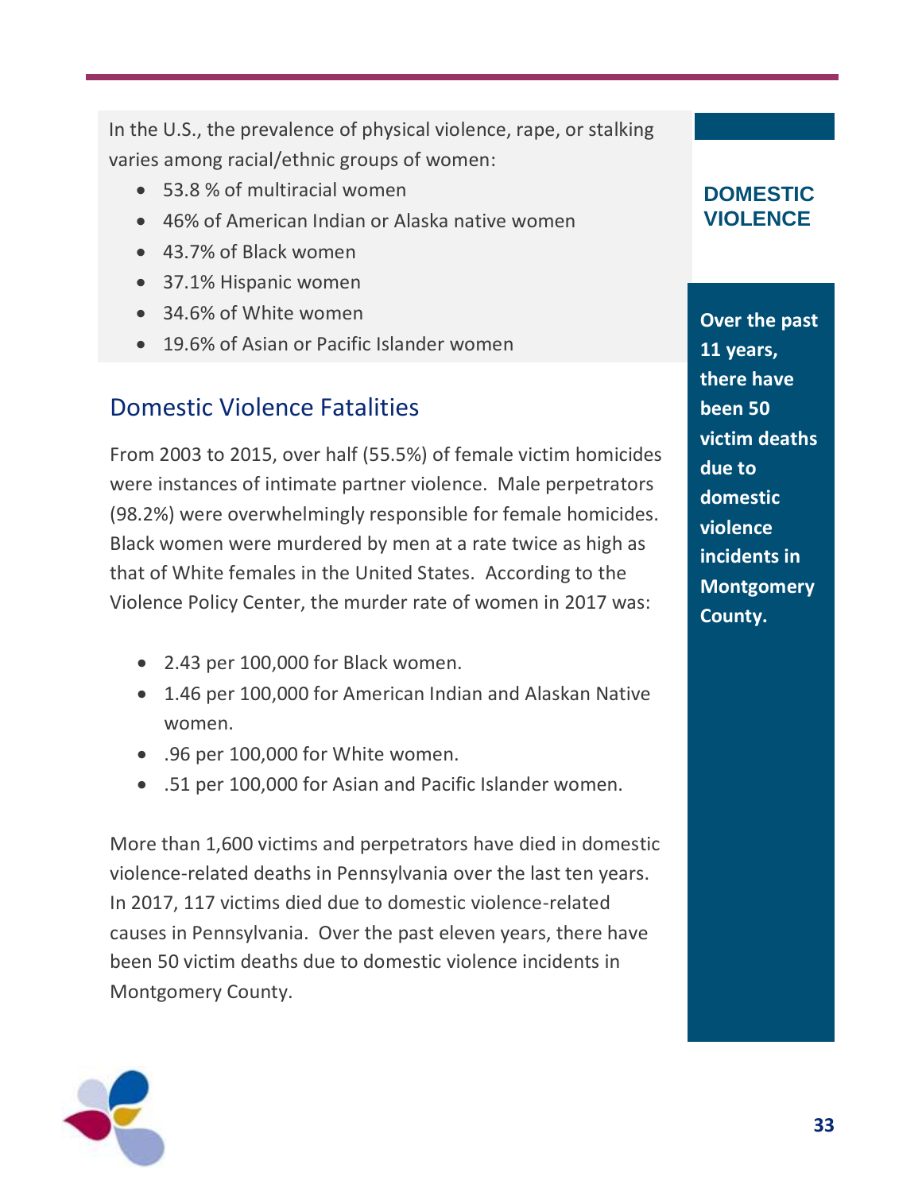In the U.S., the prevalence of physical violence, rape, or stalking varies among racial/ethnic groups of women:

- 53.8 % of multiracial women
- 46% of American Indian or Alaska native women
- 43.7% of Black women
- 37.1% Hispanic women
- 34.6% of White women
- 19.6% of Asian or Pacific Islander women

## Domestic Violence Fatalities

From 2003 to 2015, over half (55.5%) of female victim homicides were instances of intimate partner violence. Male perpetrators (98.2%) were overwhelmingly responsible for female homicides. Black women were murdered by men at a rate twice as high as that of White females in the United States. According to the Violence Policy Center, the murder rate of women in 2017 was:

- 2.43 per 100,000 for Black women.
- 1.46 per 100,000 for American Indian and Alaskan Native women.
- .96 per 100,000 for White women.
- .51 per 100,000 for Asian and Pacific Islander women.

More than 1,600 victims and perpetrators have died in domestic violence-related deaths in Pennsylvania over the last ten years. In 2017, 117 victims died due to domestic violence-related causes in Pennsylvania. Over the past eleven years, there have been 50 victim deaths due to domestic violence incidents in Montgomery County.

**DOMESTIC VIOLENCE**

**Over the past 11 years, there have been 50 victim deaths due to domestic violence incidents in Montgomery County.**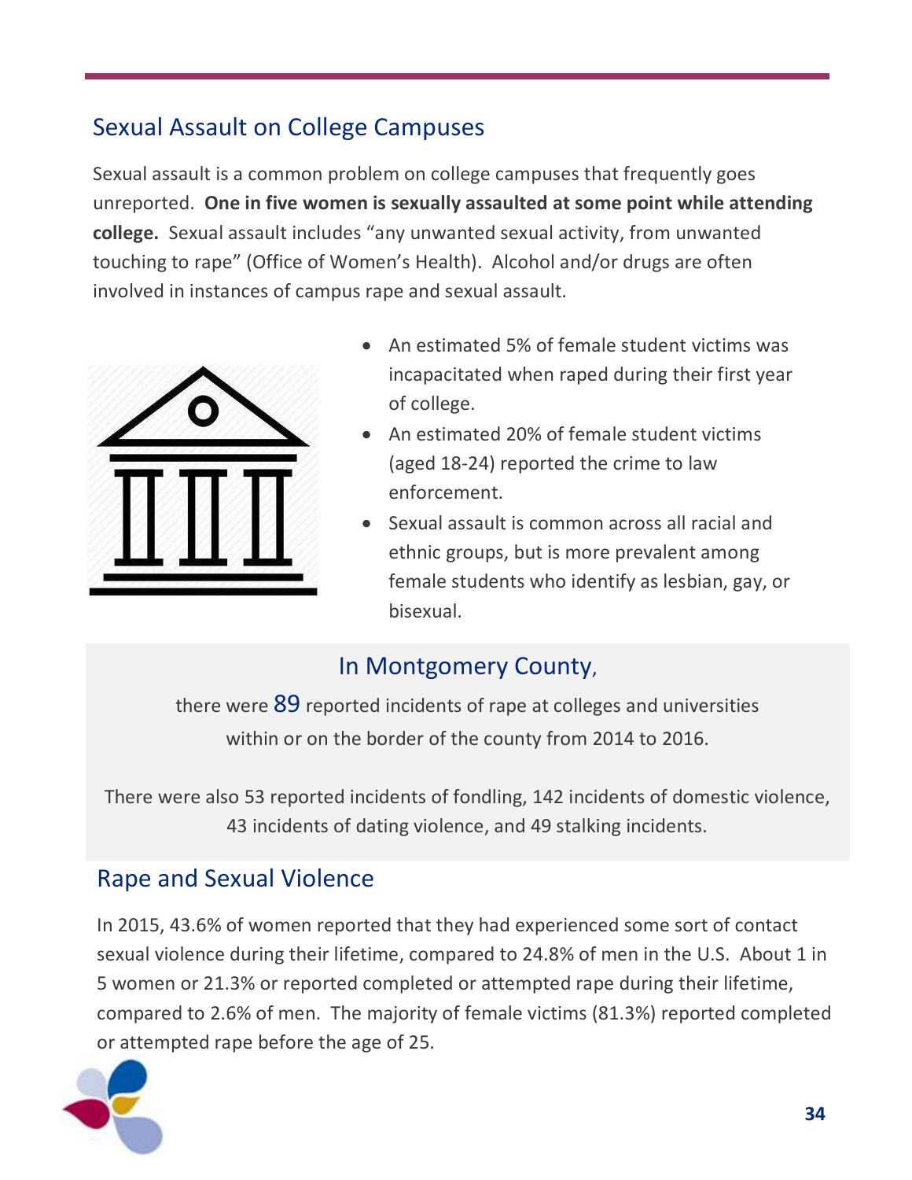## Sexual Assault on College Campuses

Sexual assault is a common problem on college campuses that frequently goes unreported. **One in five women is sexually assaulted at some point while attending college.** Sexual assault includes "any unwanted sexual activity, from unwanted touching to rape" (Office of Women's Health). Alcohol and/or drugs are often involved in instances of campus rape and sexual assault.

- An estimated 5% of female student victims was incapacitated when raped during their first year of college.
- An estimated 20% of female student victims (aged 18-24) reported the crime to law enforcement.
- Sexual assault is common across all racial and ethnic groups, but is more prevalent among female students who identify as lesbian, gay, or bisexual.

### In Montgomery County,

there were 89 reported incidents of rape at colleges and universities within or on the border of the county from 2014 to 2016.

There were also 53 reported incidents of fondling, 142 incidents of domestic violence, 43 incidents of dating violence, and 49 stalking incidents.

## Rape and Sexual Violence

In 2015, 43.6% of women reported that they had experienced some sort of contact sexual violence during their lifetime, compared to 24.8% of men in the U.S. About 1 in 5 women or 21.3% or reported completed or attempted rape during their lifetime, compared to 2.6% of men. The majority of female victims (81.3%) reported completed or attempted rape before the age of 25.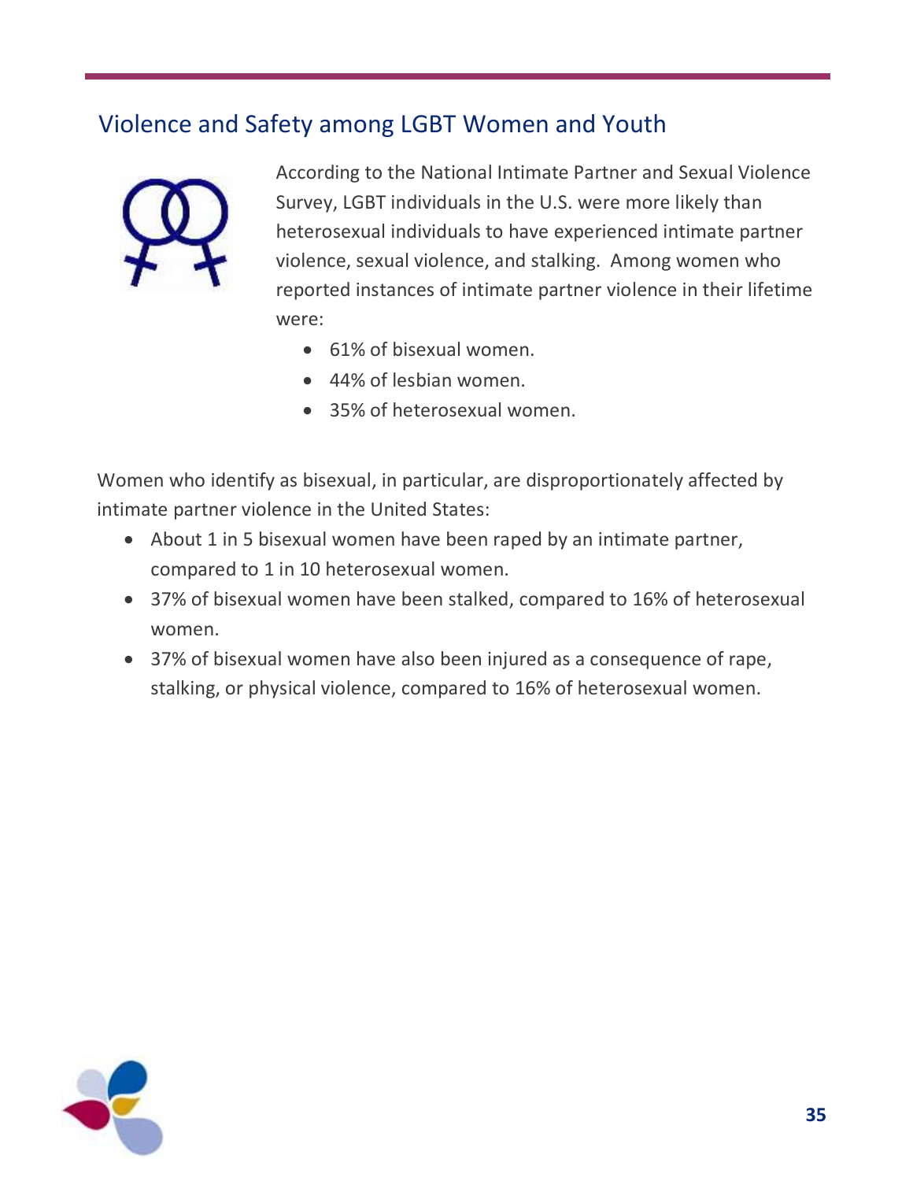## Violence and Safety among LGBT Women and Youth

According to the National Intimate Partner and Sexual Violence Survey, LGBT individuals in the U.S. were more likely than heterosexual individuals to have experienced intimate partner violence, sexual violence, and stalking. Among women who reported instances of intimate partner violence in their lifetime were:

- 61% of bisexual women.
- 44% of lesbian women.
- 35% of heterosexual women.

Women who identify as bisexual, in particular, are disproportionately affected by intimate partner violence in the United States:

- About 1 in 5 bisexual women have been raped by an intimate partner, compared to 1 in 10 heterosexual women.
- 37% of bisexual women have been stalked, compared to 16% of heterosexual women.
- 37% of bisexual women have also been injured as a consequence of rape, stalking, or physical violence, compared to 16% of heterosexual women.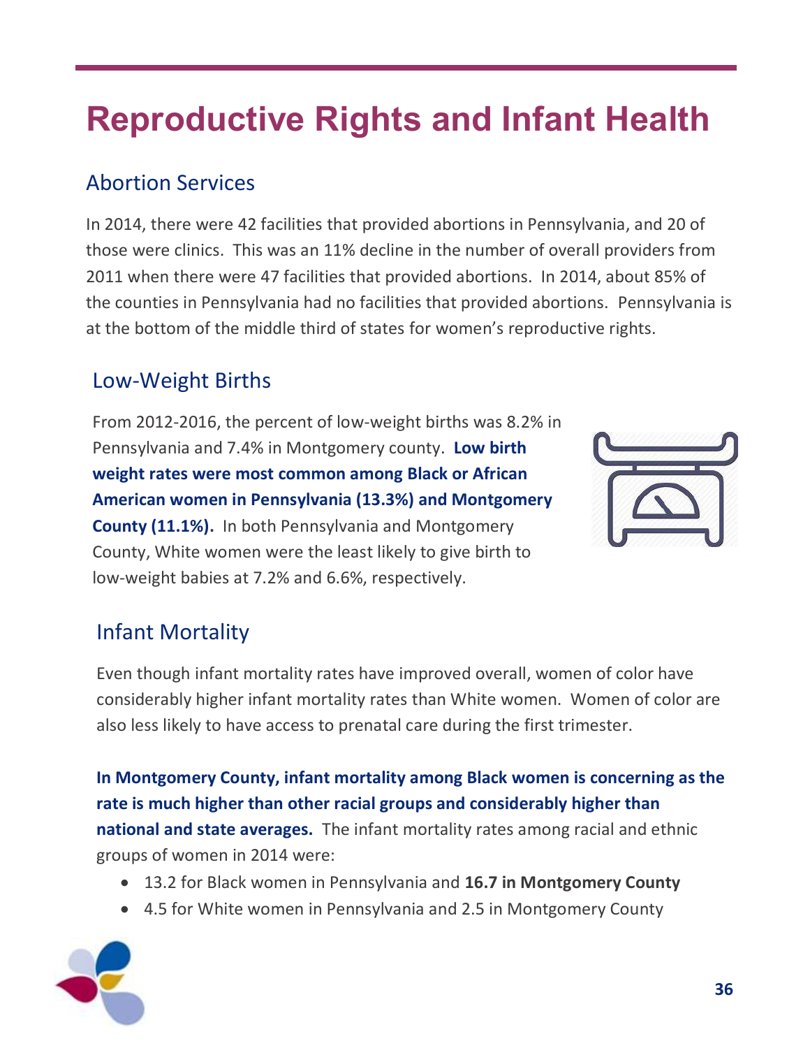# Reproductive Rights and Infant Health

## Abortion Services

In 2014, there were 42 facilities that provided abortions in Pennsylvania, and 20 of those were clinics. This was an 11% decline in the number of overall providers from 2011 when there were 47 facilities that provided abortions. In 2014, about 85% of the counties in Pennsylvania had no facilities that provided abortions. Pennsylvania is at the bottom of the middle third of states for women's reproductive rights.

## Low-Weight Births

From 2012-2016, the percent of low-weight births was 8.2% in Pennsylvania and 7.4% in Montgomery county. **Low birth weight rates were most common among Black or African American women in Pennsylvania (13.3%) and Montgomery County (11.1%).** In both Pennsylvania and Montgomery County, White women were the least likely to give birth to low-weight babies at 7.2% and 6.6%, respectively.

## Infant Mortality

Even though infant mortality rates have improved overall, women of color have considerably higher infant mortality rates than White women. Women of color are also less likely to have access to prenatal care during the first trimester.

**In Montgomery County, infant mortality among Black women is concerning as the rate is much higher than other racial groups and considerably higher than national and state averages.** The infant mortality rates among racial and ethnic groups of women in 2014 were:

- 13.2 for Black women in Pennsylvania and **16.7 in Montgomery County**
- 4.5 for White women in Pennsylvania and 2.5 in Montgomery County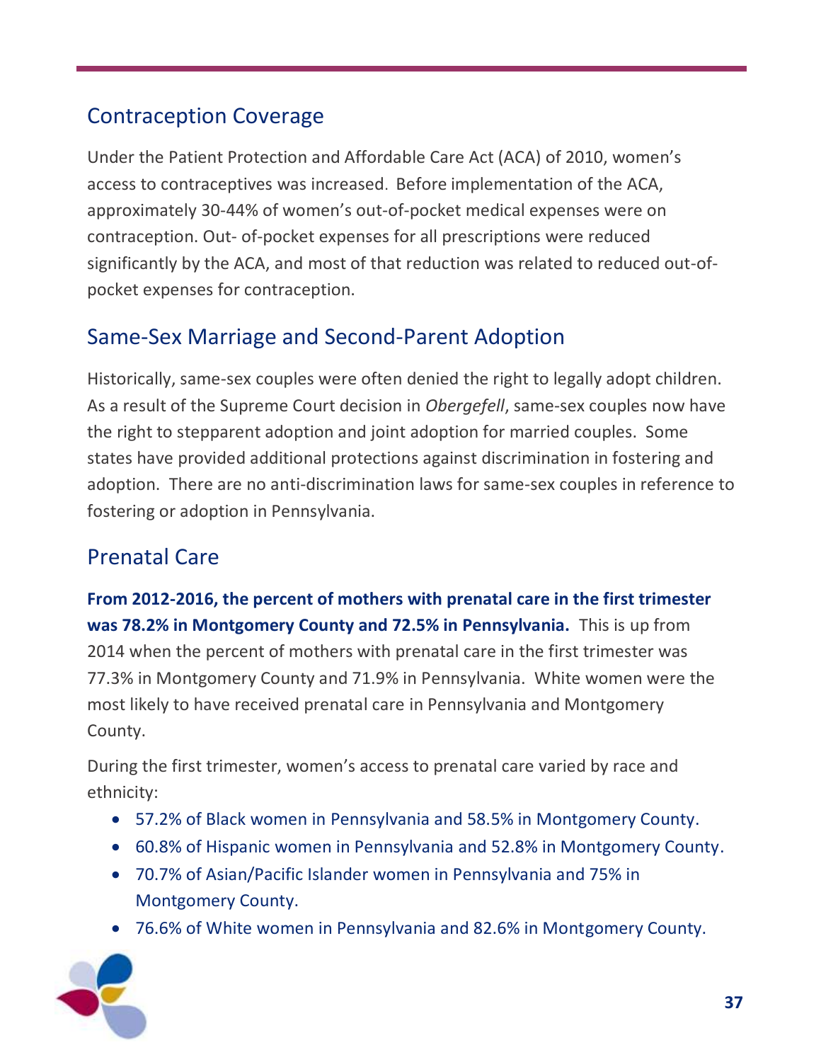## Contraception Coverage

Under the Patient Protection and Affordable Care Act (ACA) of 2010, women's access to contraceptives was increased. Before implementation of the ACA, approximately 30-44% of women's out-of-pocket medical expenses were on contraception. Out- of-pocket expenses for all prescriptions were reduced significantly by the ACA, and most of that reduction was related to reduced out-of-pocket expenses for contraception.

## Same-Sex Marriage and Second-Parent Adoption

Historically, same-sex couples were often denied the right to legally adopt children. As a result of the Supreme Court decision in *Obergefell*, same-sex couples now have the right to stepparent adoption and joint adoption for married couples. Some states have provided additional protections against discrimination in fostering and adoption. There are no anti-discrimination laws for same-sex couples in reference to fostering or adoption in Pennsylvania.

## Prenatal Care

**From 2012-2016, the percent of mothers with prenatal care in the first trimester was 78.2% in Montgomery County and 72.5% in Pennsylvania.** This is up from 2014 when the percent of mothers with prenatal care in the first trimester was 77.3% in Montgomery County and 71.9% in Pennsylvania. White women were the most likely to have received prenatal care in Pennsylvania and Montgomery County.

During the first trimester, women's access to prenatal care varied by race and ethnicity:

- 57.2% of Black women in Pennsylvania and 58.5% in Montgomery County.
- 60.8% of Hispanic women in Pennsylvania and 52.8% in Montgomery County.
- 70.7% of Asian/Pacific Islander women in Pennsylvania and 75% in Montgomery County.
- 76.6% of White women in Pennsylvania and 82.6% in Montgomery County.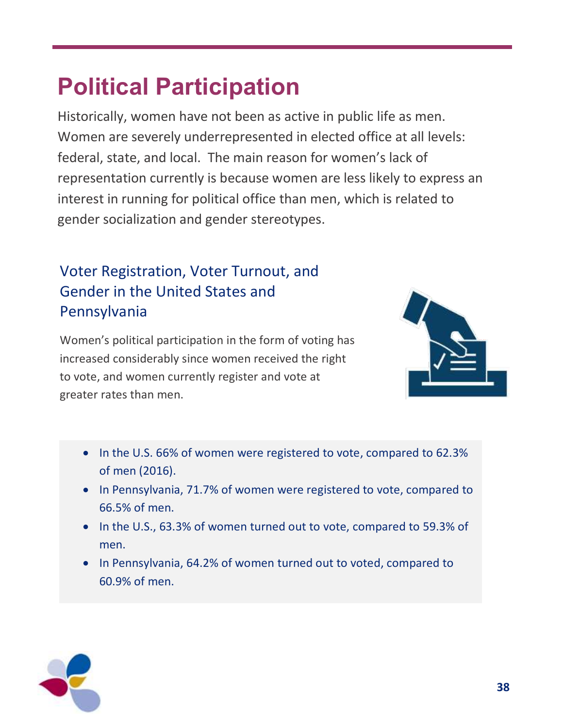# Political Participation

Historically, women have not been as active in public life as men. Women are severely underrepresented in elected office at all levels: federal, state, and local. The main reason for women's lack of representation currently is because women are less likely to express an interest in running for political office than men, which is related to gender socialization and gender stereotypes.

## Voter Registration, Voter Turnout, and Gender in the United States and Pennsylvania

Women's political participation in the form of voting has increased considerably since women received the right to vote, and women currently register and vote at greater rates than men.

- In the U.S. 66% of women were registered to vote, compared to 62.3% of men (2016).
- In Pennsylvania, 71.7% of women were registered to vote, compared to 66.5% of men.
- In the U.S., 63.3% of women turned out to vote, compared to 59.3% of men.
- In Pennsylvania, 64.2% of women turned out to voted, compared to 60.9% of men.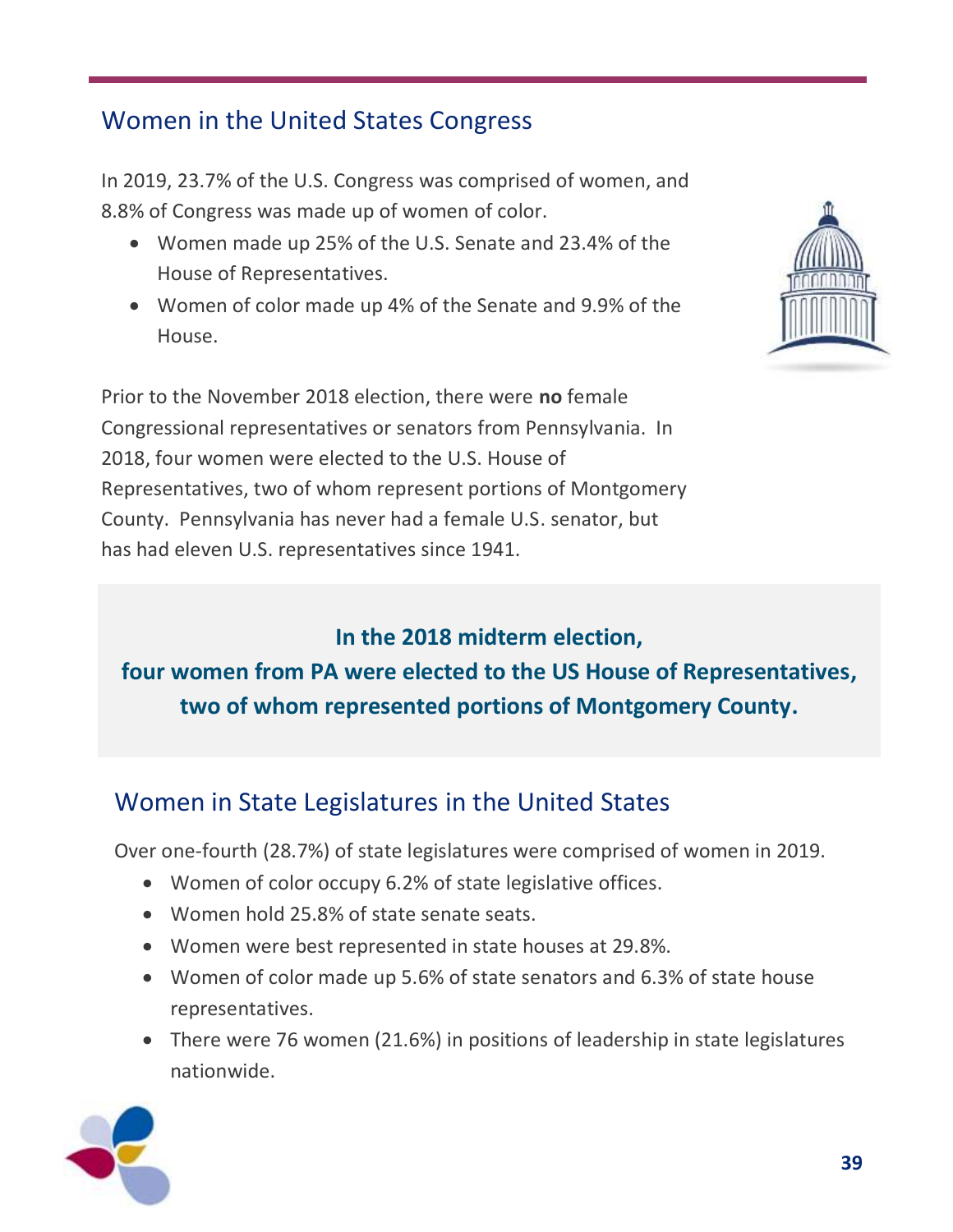## Women in the United States Congress

In 2019, 23.7% of the U.S. Congress was comprised of women, and 8.8% of Congress was made up of women of color.

- Women made up 25% of the U.S. Senate and 23.4% of the House of Representatives.
- Women of color made up 4% of the Senate and 9.9% of the House.

Prior to the November 2018 election, there were **no** female Congressional representatives or senators from Pennsylvania. In 2018, four women were elected to the U.S. House of Representatives, two of whom represent portions of Montgomery County. Pennsylvania has never had a female U.S. senator, but has had eleven U.S. representatives since 1941.

**In the 2018 midterm election, four women from PA were elected to the US House of Representatives, two of whom represented portions of Montgomery County.**

## Women in State Legislatures in the United States

Over one-fourth (28.7%) of state legislatures were comprised of women in 2019.

- Women of color occupy 6.2% of state legislative offices.
- Women hold 25.8% of state senate seats.
- Women were best represented in state houses at 29.8%.
- Women of color made up 5.6% of state senators and 6.3% of state house representatives.
- There were 76 women (21.6%) in positions of leadership in state legislatures nationwide.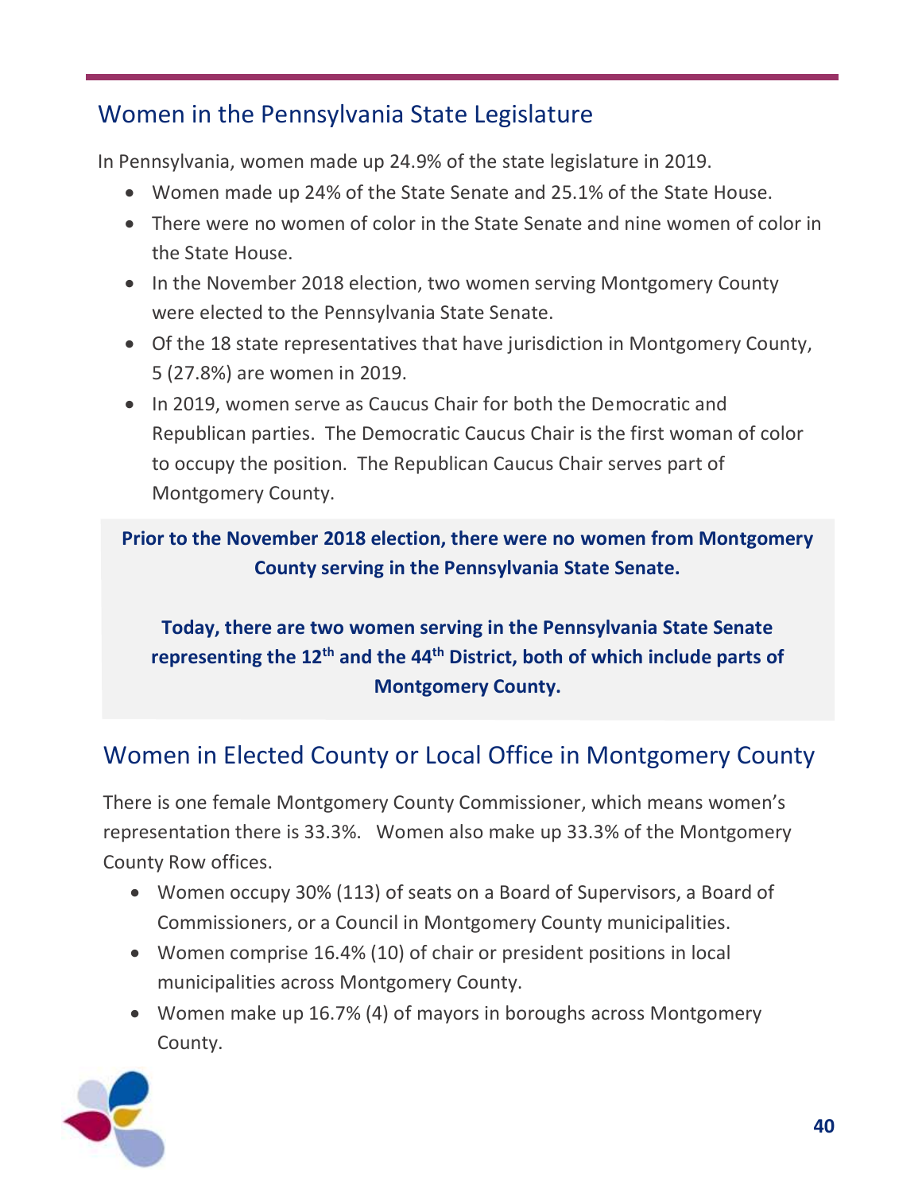## Women in the Pennsylvania State Legislature

In Pennsylvania, women made up 24.9% of the state legislature in 2019.

- Women made up 24% of the State Senate and 25.1% of the State House.
- There were no women of color in the State Senate and nine women of color in the State House.
- In the November 2018 election, two women serving Montgomery County were elected to the Pennsylvania State Senate.
- Of the 18 state representatives that have jurisdiction in Montgomery County, 5 (27.8%) are women in 2019.
- In 2019, women serve as Caucus Chair for both the Democratic and Republican parties. The Democratic Caucus Chair is the first woman of color to occupy the position. The Republican Caucus Chair serves part of Montgomery County.

**Prior to the November 2018 election, there were no women from Montgomery County serving in the Pennsylvania State Senate.**

**Today, there are two women serving in the Pennsylvania State Senate representing the 12th and the 44th District, both of which include parts of Montgomery County.**

## Women in Elected County or Local Office in Montgomery County

There is one female Montgomery County Commissioner, which means women's representation there is 33.3%. Women also make up 33.3% of the Montgomery County Row offices.

- Women occupy 30% (113) of seats on a Board of Supervisors, a Board of Commissioners, or a Council in Montgomery County municipalities.
- Women comprise 16.4% (10) of chair or president positions in local municipalities across Montgomery County.
- Women make up 16.7% (4) of mayors in boroughs across Montgomery County.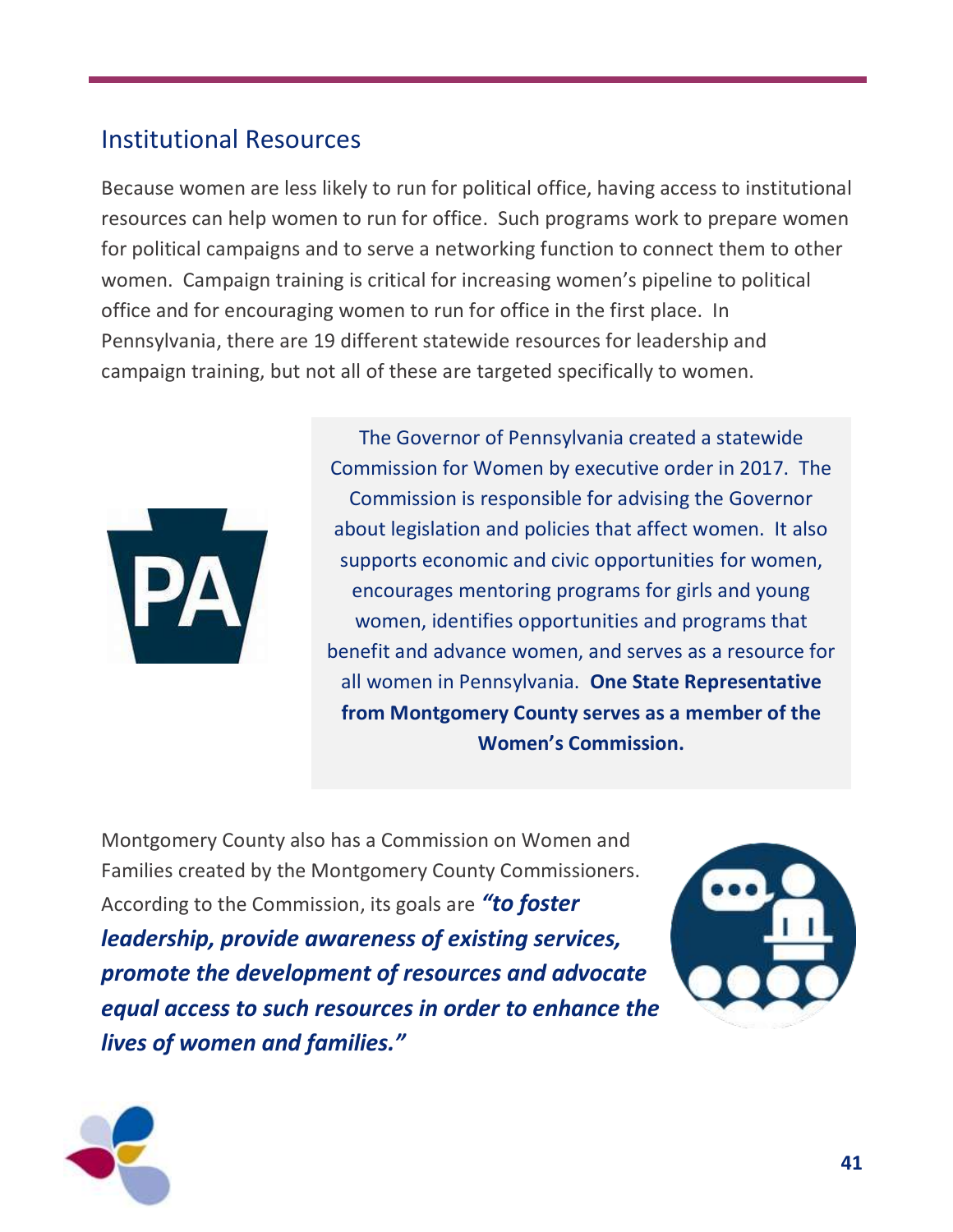## Institutional Resources

Because women are less likely to run for political office, having access to institutional resources can help women to run for office. Such programs work to prepare women for political campaigns and to serve a networking function to connect them to other women. Campaign training is critical for increasing women's pipeline to political office and for encouraging women to run for office in the first place. In Pennsylvania, there are 19 different statewide resources for leadership and campaign training, but not all of these are targeted specifically to women.

The Governor of Pennsylvania created a statewide Commission for Women by executive order in 2017. The Commission is responsible for advising the Governor about legislation and policies that affect women. It also supports economic and civic opportunities for women, encourages mentoring programs for girls and young women, identifies opportunities and programs that benefit and advance women, and serves as a resource for all women in Pennsylvania. **One State Representative from Montgomery County serves as a member of the Women's Commission.**

Montgomery County also has a Commission on Women and Families created by the Montgomery County Commissioners. According to the Commission, its goals are ***"to foster leadership, provide awareness of existing services, promote the development of resources and advocate equal access to such resources in order to enhance the lives of women and families."***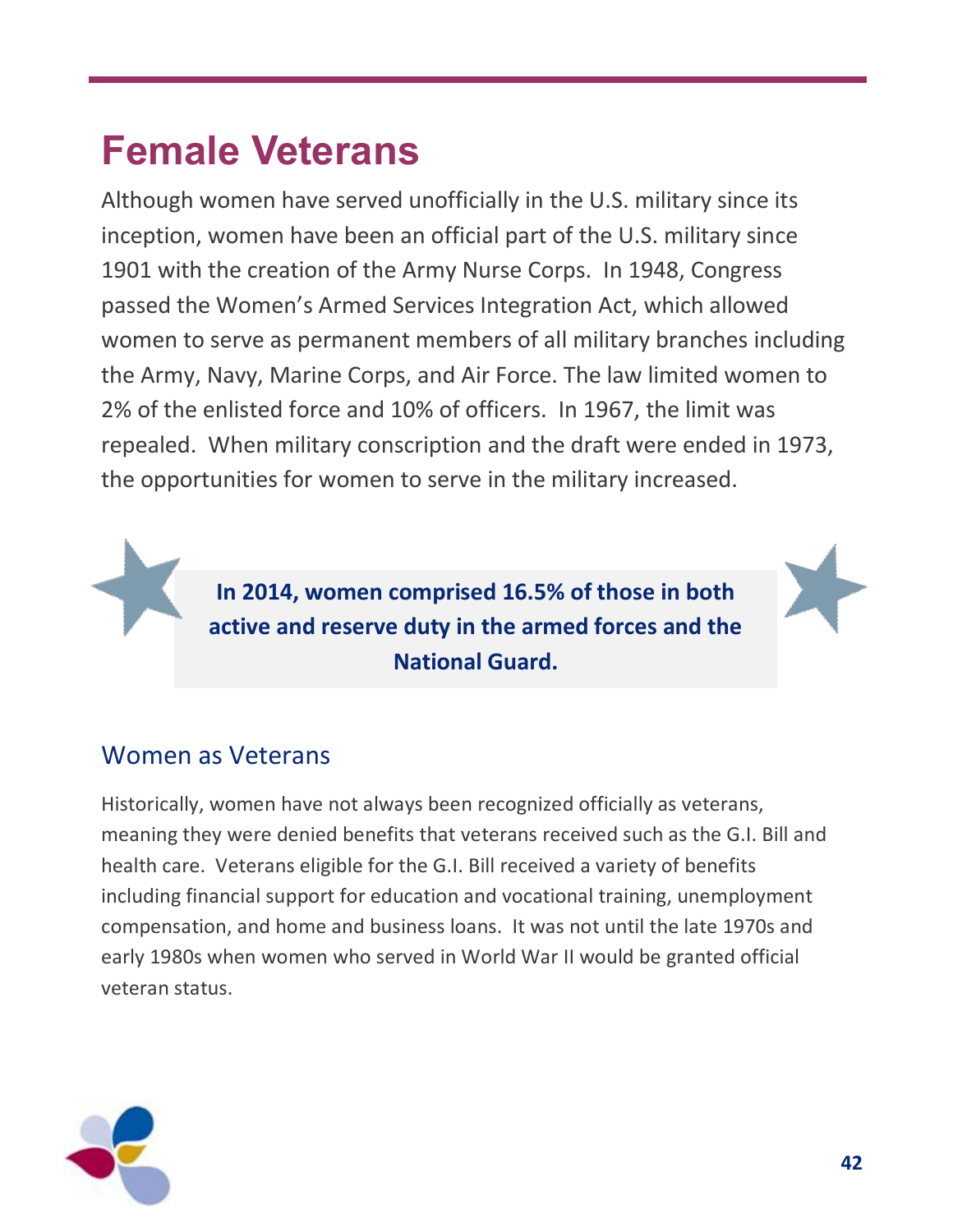# Female Veterans

Although women have served unofficially in the U.S. military since its inception, women have been an official part of the U.S. military since 1901 with the creation of the Army Nurse Corps. In 1948, Congress passed the Women's Armed Services Integration Act, which allowed women to serve as permanent members of all military branches including the Army, Navy, Marine Corps, and Air Force. The law limited women to 2% of the enlisted force and 10% of officers. In 1967, the limit was repealed. When military conscription and the draft were ended in 1973, the opportunities for women to serve in the military increased.

**In 2014, women comprised 16.5% of those in both active and reserve duty in the armed forces and the National Guard.**

## Women as Veterans

Historically, women have not always been recognized officially as veterans, meaning they were denied benefits that veterans received such as the G.I. Bill and health care. Veterans eligible for the G.I. Bill received a variety of benefits including financial support for education and vocational training, unemployment compensation, and home and business loans. It was not until the late 1970s and early 1980s when women who served in World War II would be granted official veteran status.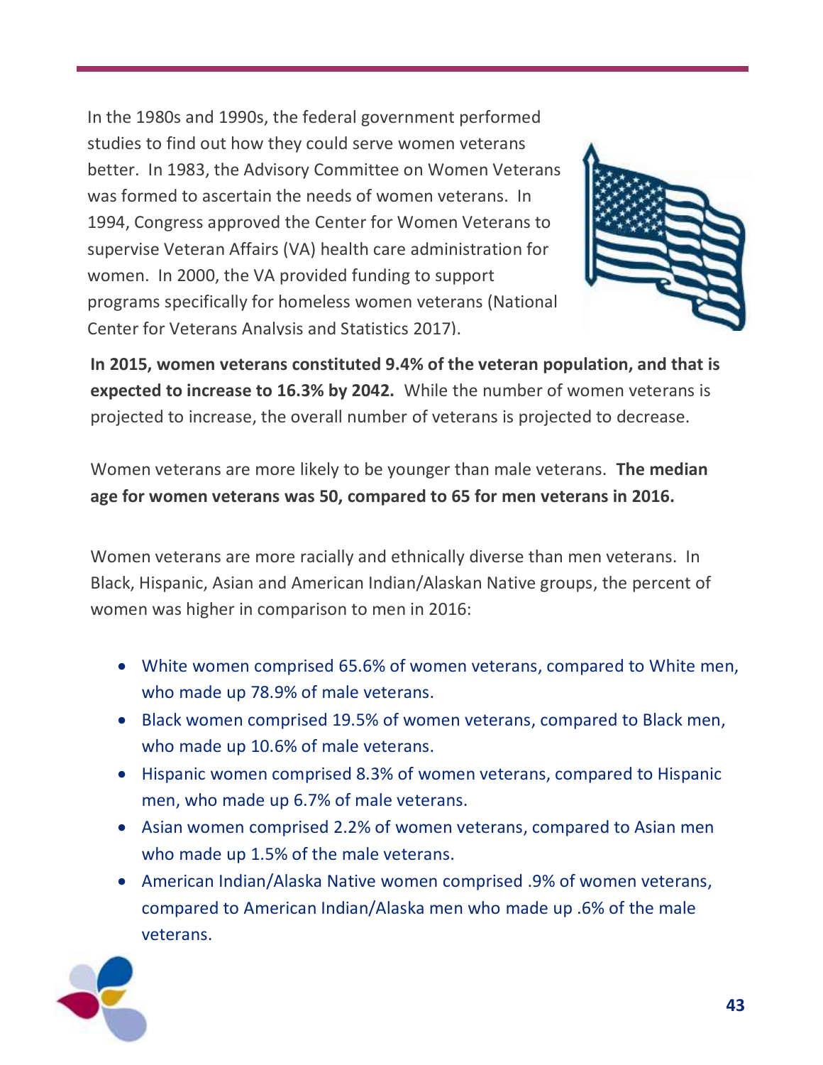In the 1980s and 1990s, the federal government performed studies to find out how they could serve women veterans better. In 1983, the Advisory Committee on Women Veterans was formed to ascertain the needs of women veterans. In 1994, Congress approved the Center for Women Veterans to supervise Veteran Affairs (VA) health care administration for women. In 2000, the VA provided funding to support programs specifically for homeless women veterans (National Center for Veterans Analysis and Statistics 2017).

**In 2015, women veterans constituted 9.4% of the veteran population, and that is expected to increase to 16.3% by 2042.** While the number of women veterans is projected to increase, the overall number of veterans is projected to decrease.

Women veterans are more likely to be younger than male veterans. **The median age for women veterans was 50, compared to 65 for men veterans in 2016.**

Women veterans are more racially and ethnically diverse than men veterans. In Black, Hispanic, Asian and American Indian/Alaskan Native groups, the percent of women was higher in comparison to men in 2016:

- White women comprised 65.6% of women veterans, compared to White men, who made up 78.9% of male veterans.
- Black women comprised 19.5% of women veterans, compared to Black men, who made up 10.6% of male veterans.
- Hispanic women comprised 8.3% of women veterans, compared to Hispanic men, who made up 6.7% of male veterans.
- Asian women comprised 2.2% of women veterans, compared to Asian men who made up 1.5% of the male veterans.
- American Indian/Alaska Native women comprised .9% of women veterans, compared to American Indian/Alaska men who made up .6% of the male veterans.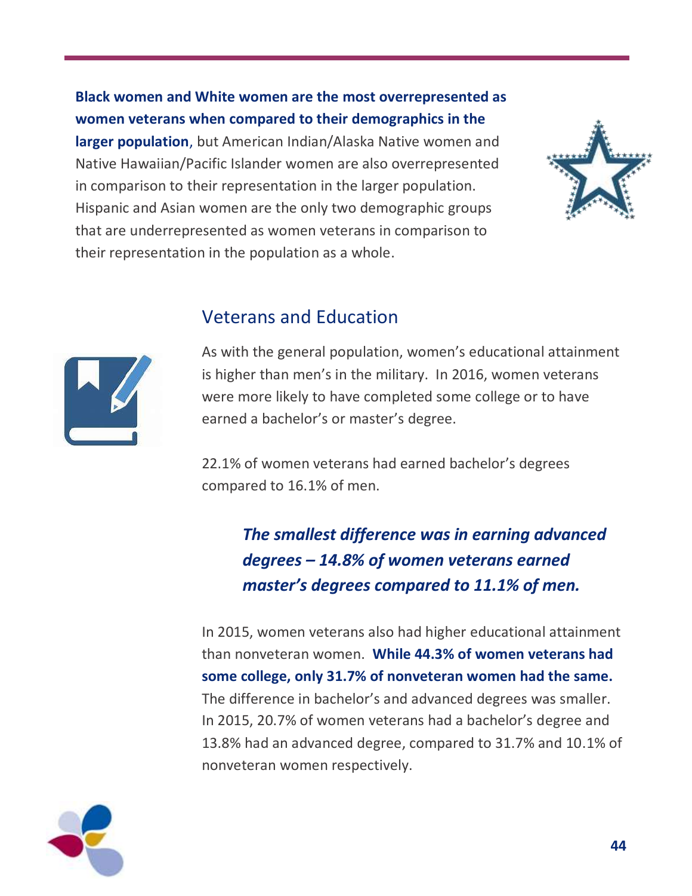**Black women and White women are the most overrepresented as women veterans when compared to their demographics in the larger population**, but American Indian/Alaska Native women and Native Hawaiian/Pacific Islander women are also overrepresented in comparison to their representation in the larger population. Hispanic and Asian women are the only two demographic groups that are underrepresented as women veterans in comparison to their representation in the population as a whole.

## Veterans and Education

As with the general population, women's educational attainment is higher than men's in the military. In 2016, women veterans were more likely to have completed some college or to have earned a bachelor's or master's degree.

22.1% of women veterans had earned bachelor's degrees compared to 16.1% of men.

***The smallest difference was in earning advanced degrees – 14.8% of women veterans earned master's degrees compared to 11.1% of men.***

In 2015, women veterans also had higher educational attainment than nonveteran women. **While 44.3% of women veterans had some college, only 31.7% of nonveteran women had the same.** The difference in bachelor's and advanced degrees was smaller. In 2015, 20.7% of women veterans had a bachelor's degree and 13.8% had an advanced degree, compared to 31.7% and 10.1% of nonveteran women respectively.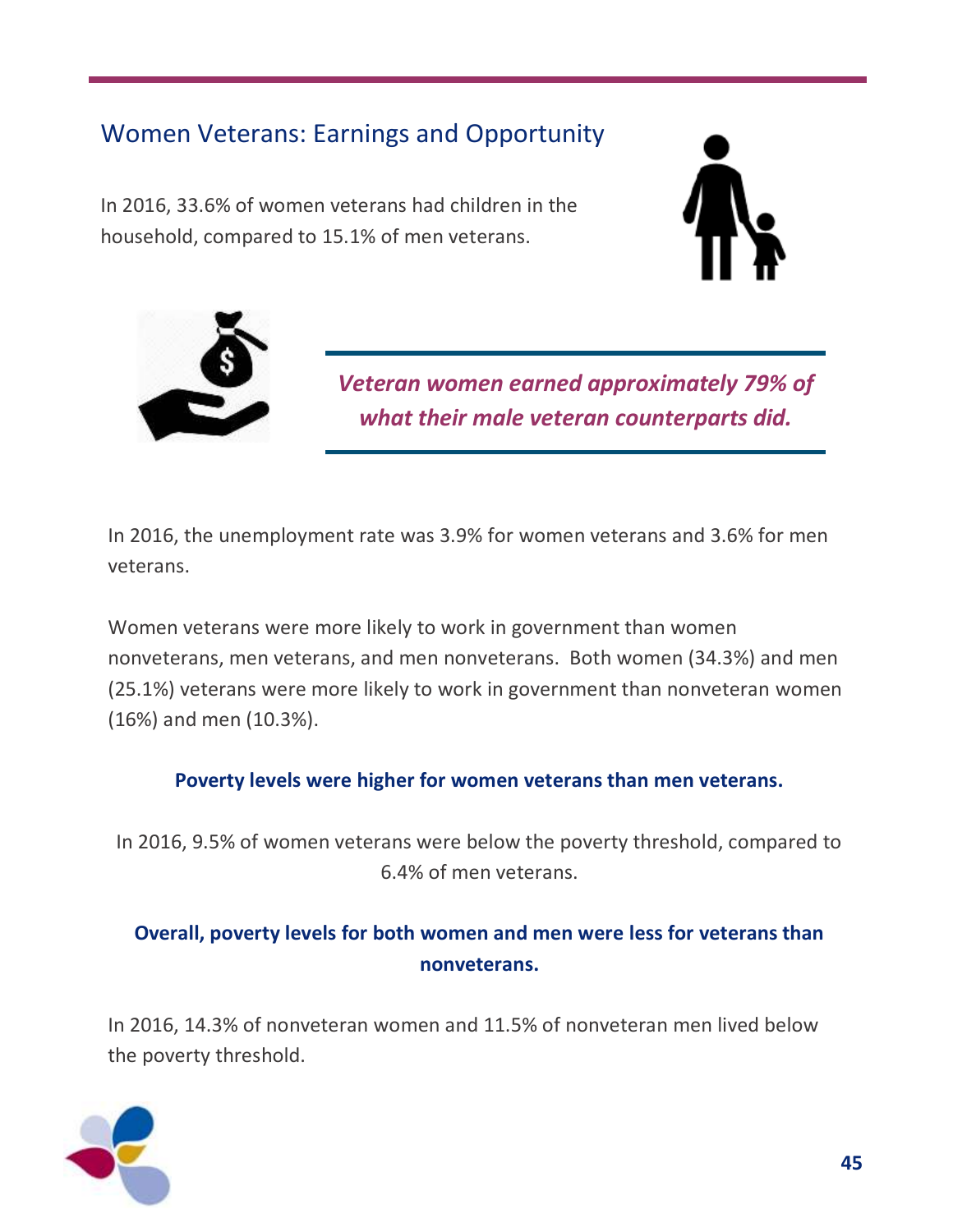## Women Veterans: Earnings and Opportunity

In 2016, 33.6% of women veterans had children in the household, compared to 15.1% of men veterans.

***Veteran women earned approximately 79% of what their male veteran counterparts did.***

In 2016, the unemployment rate was 3.9% for women veterans and 3.6% for men veterans.

Women veterans were more likely to work in government than women nonveterans, men veterans, and men nonveterans. Both women (34.3%) and men (25.1%) veterans were more likely to work in government than nonveteran women (16%) and men (10.3%).

**Poverty levels were higher for women veterans than men veterans.**

In 2016, 9.5% of women veterans were below the poverty threshold, compared to 6.4% of men veterans.

**Overall, poverty levels for both women and men were less for veterans than nonveterans.**

In 2016, 14.3% of nonveteran women and 11.5% of nonveteran men lived below the poverty threshold.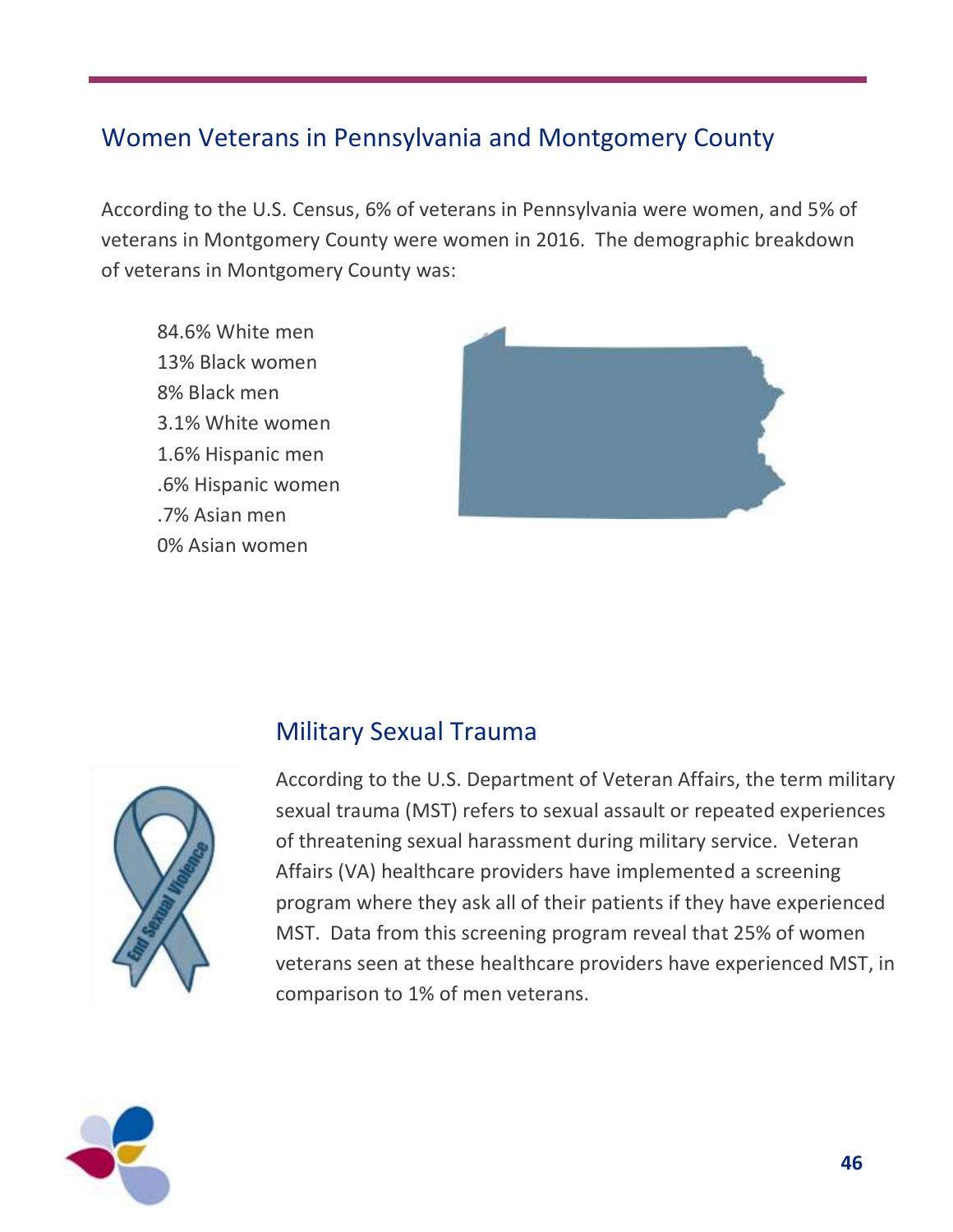## Women Veterans in Pennsylvania and Montgomery County

According to the U.S. Census, 6% of veterans in Pennsylvania were women, and 5% of veterans in Montgomery County were women in 2016. The demographic breakdown of veterans in Montgomery County was:

84.6% White men
13% Black women
8% Black men
3.1% White women
1.6% Hispanic men
.6% Hispanic women
.7% Asian men
0% Asian women

## Military Sexual Trauma

According to the U.S. Department of Veteran Affairs, the term military sexual trauma (MST) refers to sexual assault or repeated experiences of threatening sexual harassment during military service. Veteran Affairs (VA) healthcare providers have implemented a screening program where they ask all of their patients if they have experienced MST. Data from this screening program reveal that 25% of women veterans seen at these healthcare providers have experienced MST, in comparison to 1% of men veterans.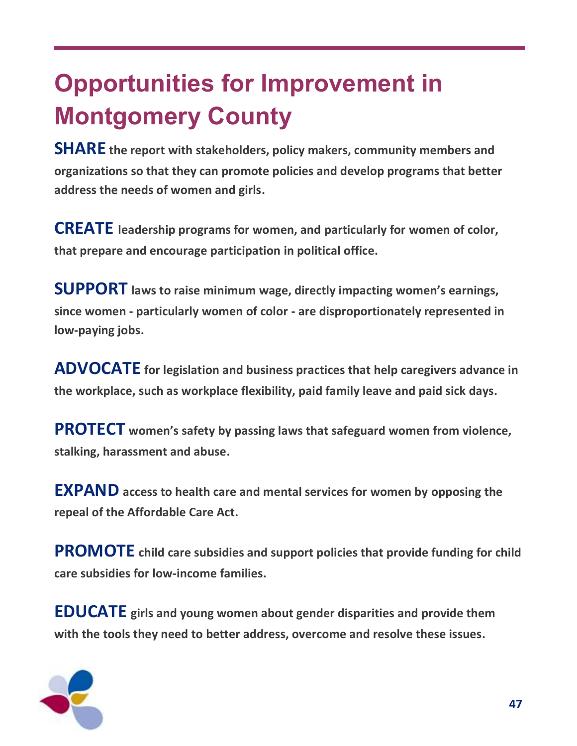# Opportunities for Improvement in Montgomery County

**SHARE the report with stakeholders, policy makers, community members and organizations so that they can promote policies and develop programs that better address the needs of women and girls.**

**CREATE leadership programs for women, and particularly for women of color, that prepare and encourage participation in political office.**

**SUPPORT laws to raise minimum wage, directly impacting women's earnings, since women - particularly women of color - are disproportionately represented in low-paying jobs.**

**ADVOCATE for legislation and business practices that help caregivers advance in the workplace, such as workplace flexibility, paid family leave and paid sick days.**

**PROTECT women's safety by passing laws that safeguard women from violence, stalking, harassment and abuse.**

**EXPAND access to health care and mental services for women by opposing the repeal of the Affordable Care Act.**

**PROMOTE child care subsidies and support policies that provide funding for child care subsidies for low-income families.**

**EDUCATE girls and young women about gender disparities and provide them with the tools they need to better address, overcome and resolve these issues.**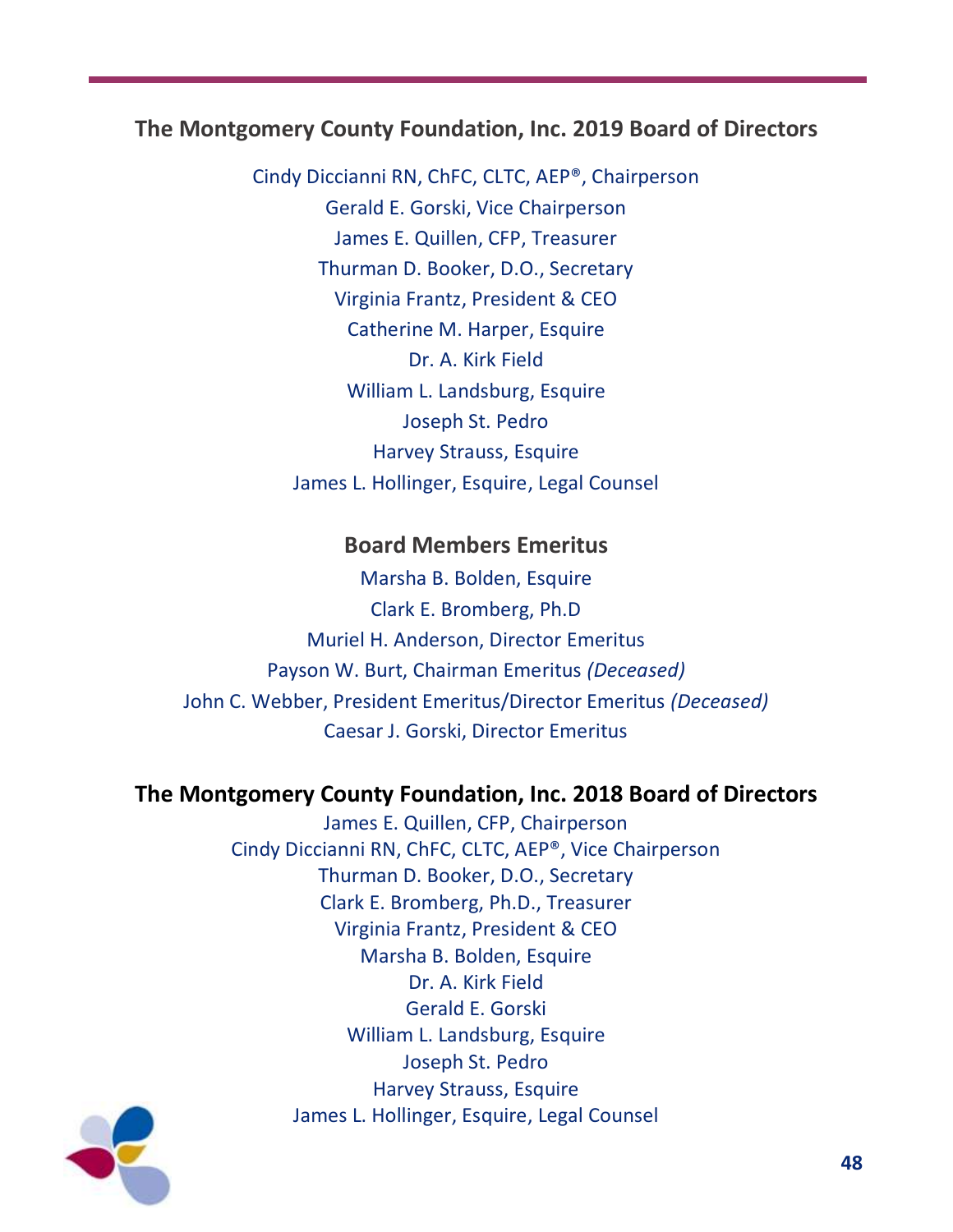## The Montgomery County Foundation, Inc. 2019 Board of Directors

Cindy Diccianni RN, ChFC, CLTC, AEP®, Chairperson
Gerald E. Gorski, Vice Chairperson
James E. Quillen, CFP, Treasurer
Thurman D. Booker, D.O., Secretary
Virginia Frantz, President & CEO
Catherine M. Harper, Esquire
Dr. A. Kirk Field
William L. Landsburg, Esquire
Joseph St. Pedro
Harvey Strauss, Esquire
James L. Hollinger, Esquire, Legal Counsel

### Board Members Emeritus

Marsha B. Bolden, Esquire
Clark E. Bromberg, Ph.D
Muriel H. Anderson, Director Emeritus
Payson W. Burt, Chairman Emeritus *(Deceased)*
John C. Webber, President Emeritus/Director Emeritus *(Deceased)*
Caesar J. Gorski, Director Emeritus

## The Montgomery County Foundation, Inc. 2018 Board of Directors

James E. Quillen, CFP, Chairperson
Cindy Diccianni RN, ChFC, CLTC, AEP®, Vice Chairperson
Thurman D. Booker, D.O., Secretary
Clark E. Bromberg, Ph.D., Treasurer
Virginia Frantz, President & CEO
Marsha B. Bolden, Esquire
Dr. A. Kirk Field
Gerald E. Gorski
William L. Landsburg, Esquire
Joseph St. Pedro
Harvey Strauss, Esquire
James L. Hollinger, Esquire, Legal Counsel